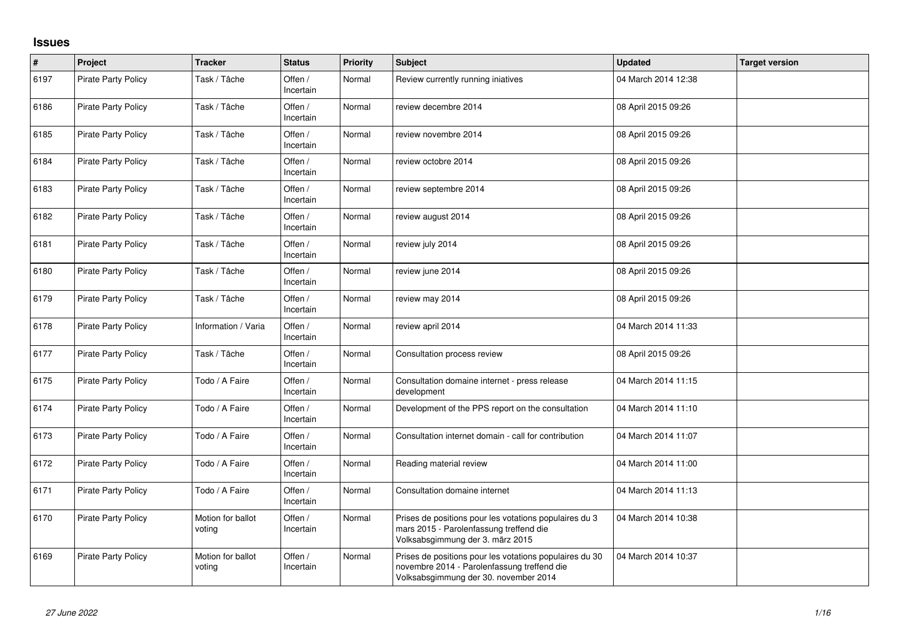# Issues

| # | Project | Tracker | Status | Priority | Subject | Updated | Target version |
|---|---|---|---|---|---|---|---|
| 6197 | Pirate Party Policy | Task / Tâche | Offen / Incertain | Normal | Review currently running iniatives | 04 March 2014 12:38 | |
| 6186 | Pirate Party Policy | Task / Tâche | Offen / Incertain | Normal | review decembre 2014 | 08 April 2015 09:26 | |
| 6185 | Pirate Party Policy | Task / Tâche | Offen / Incertain | Normal | review novembre 2014 | 08 April 2015 09:26 | |
| 6184 | Pirate Party Policy | Task / Tâche | Offen / Incertain | Normal | review octobre 2014 | 08 April 2015 09:26 | |
| 6183 | Pirate Party Policy | Task / Tâche | Offen / Incertain | Normal | review septembre 2014 | 08 April 2015 09:26 | |
| 6182 | Pirate Party Policy | Task / Tâche | Offen / Incertain | Normal | review august 2014 | 08 April 2015 09:26 | |
| 6181 | Pirate Party Policy | Task / Tâche | Offen / Incertain | Normal | review july 2014 | 08 April 2015 09:26 | |
| 6180 | Pirate Party Policy | Task / Tâche | Offen / Incertain | Normal | review june 2014 | 08 April 2015 09:26 | |
| 6179 | Pirate Party Policy | Task / Tâche | Offen / Incertain | Normal | review may 2014 | 08 April 2015 09:26 | |
| 6178 | Pirate Party Policy | Information / Varia | Offen / Incertain | Normal | review april 2014 | 04 March 2014 11:33 | |
| 6177 | Pirate Party Policy | Task / Tâche | Offen / Incertain | Normal | Consultation process review | 08 April 2015 09:26 | |
| 6175 | Pirate Party Policy | Todo / A Faire | Offen / Incertain | Normal | Consultation domaine internet - press release development | 04 March 2014 11:15 | |
| 6174 | Pirate Party Policy | Todo / A Faire | Offen / Incertain | Normal | Development of the PPS report on the consultation | 04 March 2014 11:10 | |
| 6173 | Pirate Party Policy | Todo / A Faire | Offen / Incertain | Normal | Consultation internet domain - call for contribution | 04 March 2014 11:07 | |
| 6172 | Pirate Party Policy | Todo / A Faire | Offen / Incertain | Normal | Reading material review | 04 March 2014 11:00 | |
| 6171 | Pirate Party Policy | Todo / A Faire | Offen / Incertain | Normal | Consultation domaine internet | 04 March 2014 11:13 | |
| 6170 | Pirate Party Policy | Motion for ballot voting | Offen / Incertain | Normal | Prises de positions pour les votations populaires du 3 mars 2015 - Parolenfassung treffend die Volksabsgimmung der 3. märz 2015 | 04 March 2014 10:38 | |
| 6169 | Pirate Party Policy | Motion for ballot voting | Offen / Incertain | Normal | Prises de positions pour les votations populaires du 30 novembre 2014 - Parolenfassung treffend die Volksabsgimmung der 30. november 2014 | 04 March 2014 10:37 | |

*27 June 2022*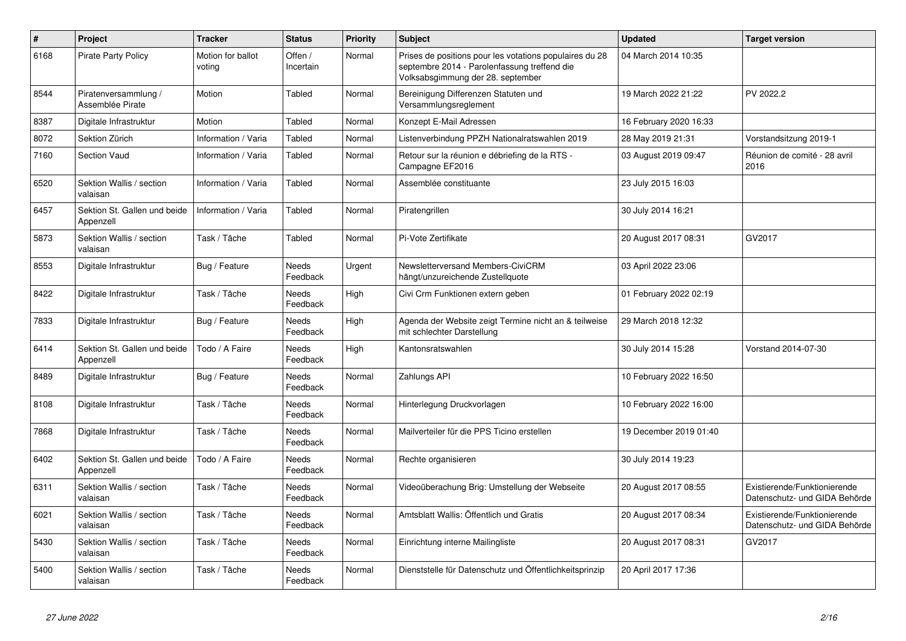| # | Project | Tracker | Status | Priority | Subject | Updated | Target version |
|---|---|---|---|---|---|---|---|
| 6168 | Pirate Party Policy | Motion for ballot voting | Offen / Incertain | Normal | Prises de positions pour les votations populaires du 28 septembre 2014 - Parolenfassung treffend die Volksabsgimmung der 28. september | 04 March 2014 10:35 | |
| 8544 | Piratenversammlung / Assemblée Pirate | Motion | Tabled | Normal | Bereinigung Differenzen Statuten und Versammlungsreglement | 19 March 2022 21:22 | PV 2022.2 |
| 8387 | Digitale Infrastruktur | Motion | Tabled | Normal | Konzept E-Mail Adressen | 16 February 2020 16:33 | |
| 8072 | Sektion Zürich | Information / Varia | Tabled | Normal | Listenverbindung PPZH Nationalratswahlen 2019 | 28 May 2019 21:31 | Vorstandsitzung 2019-1 |
| 7160 | Section Vaud | Information / Varia | Tabled | Normal | Retour sur la réunion e débriefing de la RTS - Campagne EF2016 | 03 August 2019 09:47 | Réunion de comité - 28 avril 2016 |
| 6520 | Sektion Wallis / section valaisan | Information / Varia | Tabled | Normal | Assemblée constituante | 23 July 2015 16:03 | |
| 6457 | Sektion St. Gallen und beide Appenzell | Information / Varia | Tabled | Normal | Piratengrillen | 30 July 2014 16:21 | |
| 5873 | Sektion Wallis / section valaisan | Task / Tâche | Tabled | Normal | Pi-Vote Zertifikate | 20 August 2017 08:31 | GV2017 |
| 8553 | Digitale Infrastruktur | Bug / Feature | Needs Feedback | Urgent | Newsletterversand Members-CiviCRM hängt/unzureichende Zustellquote | 03 April 2022 23:06 | |
| 8422 | Digitale Infrastruktur | Task / Tâche | Needs Feedback | High | Civi Crm Funktionen extern geben | 01 February 2022 02:19 | |
| 7833 | Digitale Infrastruktur | Bug / Feature | Needs Feedback | High | Agenda der Website zeigt Termine nicht an & teilweise mit schlechter Darstellung | 29 March 2018 12:32 | |
| 6414 | Sektion St. Gallen und beide Appenzell | Todo / A Faire | Needs Feedback | High | Kantonsratswahlen | 30 July 2014 15:28 | Vorstand 2014-07-30 |
| 8489 | Digitale Infrastruktur | Bug / Feature | Needs Feedback | Normal | Zahlungs API | 10 February 2022 16:50 | |
| 8108 | Digitale Infrastruktur | Task / Tâche | Needs Feedback | Normal | Hinterlegung Druckvorlagen | 10 February 2022 16:00 | |
| 7868 | Digitale Infrastruktur | Task / Tâche | Needs Feedback | Normal | Mailverteiler für die PPS Ticino erstellen | 19 December 2019 01:40 | |
| 6402 | Sektion St. Gallen und beide Appenzell | Todo / A Faire | Needs Feedback | Normal | Rechte organisieren | 30 July 2014 19:23 | |
| 6311 | Sektion Wallis / section valaisan | Task / Tâche | Needs Feedback | Normal | Videoüberachung Brig: Umstellung der Webseite | 20 August 2017 08:55 | Existierende/Funktionierende Datenschutz- und GIDA Behörde |
| 6021 | Sektion Wallis / section valaisan | Task / Tâche | Needs Feedback | Normal | Amtsblatt Wallis: Öffentlich und Gratis | 20 August 2017 08:34 | Existierende/Funktionierende Datenschutz- und GIDA Behörde |
| 5430 | Sektion Wallis / section valaisan | Task / Tâche | Needs Feedback | Normal | Einrichtung interne Mailingliste | 20 August 2017 08:31 | GV2017 |
| 5400 | Sektion Wallis / section valaisan | Task / Tâche | Needs Feedback | Normal | Dienststelle für Datenschutz und Öffentlichkeitsprinzip | 20 April 2017 17:36 | |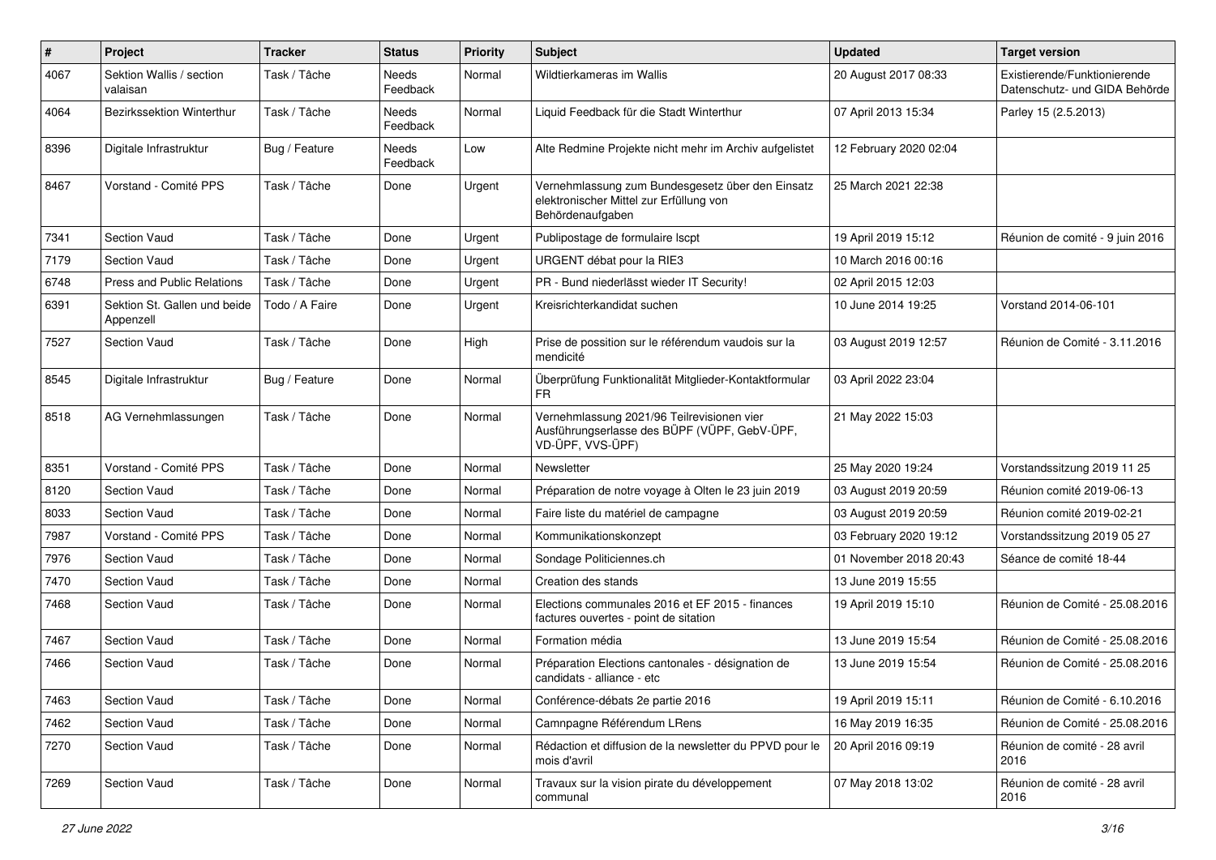| # | Project | Tracker | Status | Priority | Subject | Updated | Target version |
|---|---|---|---|---|---|---|---|
| 4067 | Sektion Wallis / section valaisan | Task / Tâche | Needs Feedback | Normal | Wildtierkameras im Wallis | 20 August 2017 08:33 | Existierende/Funktionierende Datenschutz- und GIDA Behörde |
| 4064 | Bezirkssektion Winterthur | Task / Tâche | Needs Feedback | Normal | Liquid Feedback für die Stadt Winterthur | 07 April 2013 15:34 | Parley 15 (2.5.2013) |
| 8396 | Digitale Infrastruktur | Bug / Feature | Needs Feedback | Low | Alte Redmine Projekte nicht mehr im Archiv aufgelistet | 12 February 2020 02:04 | |
| 8467 | Vorstand - Comité PPS | Task / Tâche | Done | Urgent | Vernehmlassung zum Bundesgesetz über den Einsatz elektronischer Mittel zur Erfüllung von Behördenaufgaben | 25 March 2021 22:38 | |
| 7341 | Section Vaud | Task / Tâche | Done | Urgent | Publipostage de formulaire lscpt | 19 April 2019 15:12 | Réunion de comité - 9 juin 2016 |
| 7179 | Section Vaud | Task / Tâche | Done | Urgent | URGENT débat pour la RIE3 | 10 March 2016 00:16 | |
| 6748 | Press and Public Relations | Task / Tâche | Done | Urgent | PR - Bund niederlässt wieder IT Security! | 02 April 2015 12:03 | |
| 6391 | Sektion St. Gallen und beide Appenzell | Todo / A Faire | Done | Urgent | Kreisrichterkandidat suchen | 10 June 2014 19:25 | Vorstand 2014-06-101 |
| 7527 | Section Vaud | Task / Tâche | Done | High | Prise de possition sur le référendum vaudois sur la mendicité | 03 August 2019 12:57 | Réunion de Comité - 3.11.2016 |
| 8545 | Digitale Infrastruktur | Bug / Feature | Done | Normal | Überprüfung Funktionalität Mitglieder-Kontaktformular FR | 03 April 2022 23:04 | |
| 8518 | AG Vernehmlassungen | Task / Tâche | Done | Normal | Vernehmlassung 2021/96 Teilrevisionen vier Ausführungserlasse des BÜPF (VÜPF, GebV-ÜPF, VD-ÜPF, VVS-ÜPF) | 21 May 2022 15:03 | |
| 8351 | Vorstand - Comité PPS | Task / Tâche | Done | Normal | Newsletter | 25 May 2020 19:24 | Vorstandssitzung 2019 11 25 |
| 8120 | Section Vaud | Task / Tâche | Done | Normal | Préparation de notre voyage à Olten le 23 juin 2019 | 03 August 2019 20:59 | Réunion comité 2019-06-13 |
| 8033 | Section Vaud | Task / Tâche | Done | Normal | Faire liste du matériel de campagne | 03 August 2019 20:59 | Réunion comité 2019-02-21 |
| 7987 | Vorstand - Comité PPS | Task / Tâche | Done | Normal | Kommunikationskonzept | 03 February 2020 19:12 | Vorstandssitzung 2019 05 27 |
| 7976 | Section Vaud | Task / Tâche | Done | Normal | Sondage Politiciennes.ch | 01 November 2018 20:43 | Séance de comité 18-44 |
| 7470 | Section Vaud | Task / Tâche | Done | Normal | Creation des stands | 13 June 2019 15:55 | |
| 7468 | Section Vaud | Task / Tâche | Done | Normal | Elections communales 2016 et EF 2015 - finances factures ouvertes - point de sitation | 19 April 2019 15:10 | Réunion de Comité - 25.08.2016 |
| 7467 | Section Vaud | Task / Tâche | Done | Normal | Formation média | 13 June 2019 15:54 | Réunion de Comité - 25.08.2016 |
| 7466 | Section Vaud | Task / Tâche | Done | Normal | Préparation Elections cantonales - désignation de candidats - alliance - etc | 13 June 2019 15:54 | Réunion de Comité - 25.08.2016 |
| 7463 | Section Vaud | Task / Tâche | Done | Normal | Conférence-débats 2e partie 2016 | 19 April 2019 15:11 | Réunion de Comité - 6.10.2016 |
| 7462 | Section Vaud | Task / Tâche | Done | Normal | Camnpagne Référendum LRens | 16 May 2019 16:35 | Réunion de Comité - 25.08.2016 |
| 7270 | Section Vaud | Task / Tâche | Done | Normal | Rédaction et diffusion de la newsletter du PPVD pour le mois d'avril | 20 April 2016 09:19 | Réunion de comité - 28 avril 2016 |
| 7269 | Section Vaud | Task / Tâche | Done | Normal | Travaux sur la vision pirate du développement communal | 07 May 2018 13:02 | Réunion de comité - 28 avril 2016 |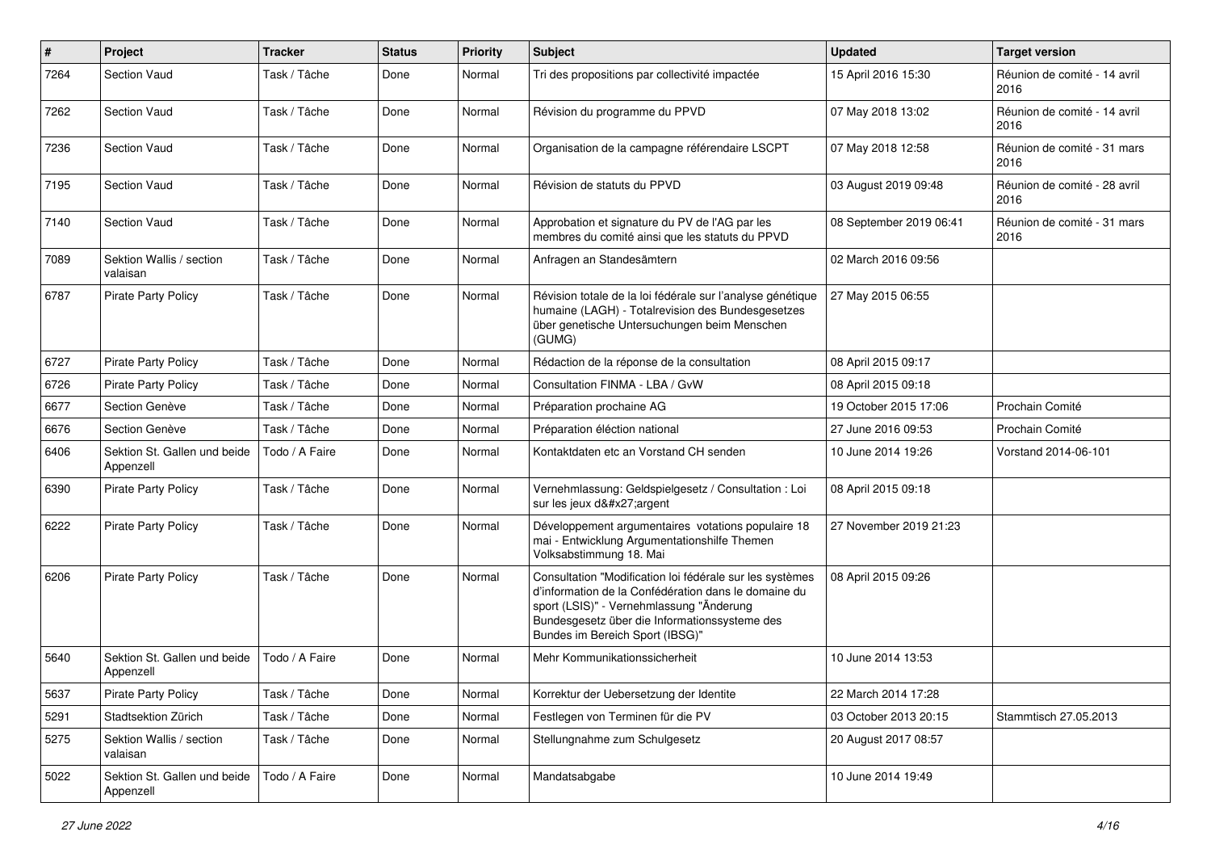| # | Project | Tracker | Status | Priority | Subject | Updated | Target version |
|---|---|---|---|---|---|---|---|
| 7264 | Section Vaud | Task / Tâche | Done | Normal | Tri des propositions par collectivité impactée | 15 April 2016 15:30 | Réunion de comité - 14 avril 2016 |
| 7262 | Section Vaud | Task / Tâche | Done | Normal | Révision du programme du PPVD | 07 May 2018 13:02 | Réunion de comité - 14 avril 2016 |
| 7236 | Section Vaud | Task / Tâche | Done | Normal | Organisation de la campagne référendaire LSCPT | 07 May 2018 12:58 | Réunion de comité - 31 mars 2016 |
| 7195 | Section Vaud | Task / Tâche | Done | Normal | Révision de statuts du PPVD | 03 August 2019 09:48 | Réunion de comité - 28 avril 2016 |
| 7140 | Section Vaud | Task / Tâche | Done | Normal | Approbation et signature du PV de l'AG par les membres du comité ainsi que les statuts du PPVD | 08 September 2019 06:41 | Réunion de comité - 31 mars 2016 |
| 7089 | Sektion Wallis / section valaisan | Task / Tâche | Done | Normal | Anfragen an Standesämtern | 02 March 2016 09:56 | |
| 6787 | Pirate Party Policy | Task / Tâche | Done | Normal | Révision totale de la loi fédérale sur l'analyse génétique humaine (LAGH) - Totalrevision des Bundesgesetzes über genetische Untersuchungen beim Menschen (GUMG) | 27 May 2015 06:55 | |
| 6727 | Pirate Party Policy | Task / Tâche | Done | Normal | Rédaction de la réponse de la consultation | 08 April 2015 09:17 | |
| 6726 | Pirate Party Policy | Task / Tâche | Done | Normal | Consultation FINMA - LBA / GvW | 08 April 2015 09:18 | |
| 6677 | Section Genève | Task / Tâche | Done | Normal | Préparation prochaine AG | 19 October 2015 17:06 | Prochain Comité |
| 6676 | Section Genève | Task / Tâche | Done | Normal | Préparation éléction national | 27 June 2016 09:53 | Prochain Comité |
| 6406 | Sektion St. Gallen und beide Appenzell | Todo / A Faire | Done | Normal | Kontaktdaten etc an Vorstand CH senden | 10 June 2014 19:26 | Vorstand 2014-06-101 |
| 6390 | Pirate Party Policy | Task / Tâche | Done | Normal | Vernehmlassung: Geldspielgesetz / Consultation : Loi sur les jeux d&#x27;argent | 08 April 2015 09:18 | |
| 6222 | Pirate Party Policy | Task / Tâche | Done | Normal | Développement argumentaires votations populaire 18 mai - Entwicklung Argumentationshilfe Themen Volksabstimmung 18. Mai | 27 November 2019 21:23 | |
| 6206 | Pirate Party Policy | Task / Tâche | Done | Normal | Consultation "Modification loi fédérale sur les systèmes d'information de la Confédération dans le domaine du sport (LSIS)" - Vernehmlassung "Änderung Bundesgesetz über die Informationssysteme des Bundes im Bereich Sport (IBSG)" | 08 April 2015 09:26 | |
| 5640 | Sektion St. Gallen und beide Appenzell | Todo / A Faire | Done | Normal | Mehr Kommunikationssicherheit | 10 June 2014 13:53 | |
| 5637 | Pirate Party Policy | Task / Tâche | Done | Normal | Korrektur der Uebersetzung der Identite | 22 March 2014 17:28 | |
| 5291 | Stadtsektion Zürich | Task / Tâche | Done | Normal | Festlegen von Terminen für die PV | 03 October 2013 20:15 | Stammtisch 27.05.2013 |
| 5275 | Sektion Wallis / section valaisan | Task / Tâche | Done | Normal | Stellungnahme zum Schulgesetz | 20 August 2017 08:57 | |
| 5022 | Sektion St. Gallen und beide Appenzell | Todo / A Faire | Done | Normal | Mandatsabgabe | 10 June 2014 19:49 | |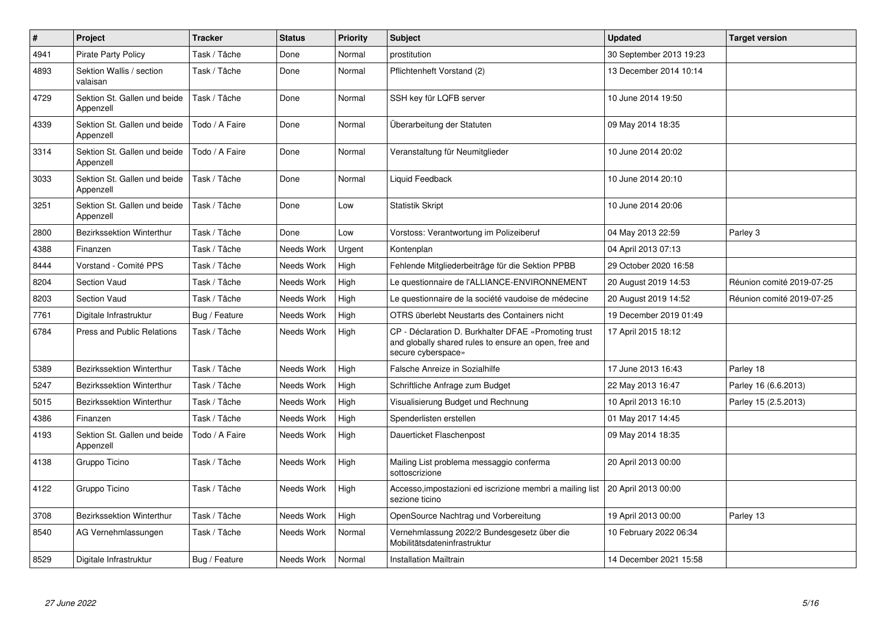| # | Project | Tracker | Status | Priority | Subject | Updated | Target version |
|---|---|---|---|---|---|---|---|
| 4941 | Pirate Party Policy | Task / Tâche | Done | Normal | prostitution | 30 September 2013 19:23 | |
| 4893 | Sektion Wallis / section valaisan | Task / Tâche | Done | Normal | Pflichtenheft Vorstand (2) | 13 December 2014 10:14 | |
| 4729 | Sektion St. Gallen und beide Appenzell | Task / Tâche | Done | Normal | SSH key für LQFB server | 10 June 2014 19:50 | |
| 4339 | Sektion St. Gallen und beide Appenzell | Todo / A Faire | Done | Normal | Überarbeitung der Statuten | 09 May 2014 18:35 | |
| 3314 | Sektion St. Gallen und beide Appenzell | Todo / A Faire | Done | Normal | Veranstaltung für Neumitglieder | 10 June 2014 20:02 | |
| 3033 | Sektion St. Gallen und beide Appenzell | Task / Tâche | Done | Normal | Liquid Feedback | 10 June 2014 20:10 | |
| 3251 | Sektion St. Gallen und beide Appenzell | Task / Tâche | Done | Low | Statistik Skript | 10 June 2014 20:06 | |
| 2800 | Bezirkssektion Winterthur | Task / Tâche | Done | Low | Vorstoss: Verantwortung im Polizeiberuf | 04 May 2013 22:59 | Parley 3 |
| 4388 | Finanzen | Task / Tâche | Needs Work | Urgent | Kontenplan | 04 April 2013 07:13 | |
| 8444 | Vorstand - Comité PPS | Task / Tâche | Needs Work | High | Fehlende Mitgliederbeiträge für die Sektion PPBB | 29 October 2020 16:58 | |
| 8204 | Section Vaud | Task / Tâche | Needs Work | High | Le questionnaire de l'ALLIANCE-ENVIRONNEMENT | 20 August 2019 14:53 | Réunion comité 2019-07-25 |
| 8203 | Section Vaud | Task / Tâche | Needs Work | High | Le questionnaire de la société vaudoise de médecine | 20 August 2019 14:52 | Réunion comité 2019-07-25 |
| 7761 | Digitale Infrastruktur | Bug / Feature | Needs Work | High | OTRS überlebt Neustarts des Containers nicht | 19 December 2019 01:49 | |
| 6784 | Press and Public Relations | Task / Tâche | Needs Work | High | CP - Déclaration D. Burkhalter DFAE «Promoting trust and globally shared rules to ensure an open, free and secure cyberspace» | 17 April 2015 18:12 | |
| 5389 | Bezirkssektion Winterthur | Task / Tâche | Needs Work | High | Falsche Anreize in Sozialhilfe | 17 June 2013 16:43 | Parley 18 |
| 5247 | Bezirkssektion Winterthur | Task / Tâche | Needs Work | High | Schriftliche Anfrage zum Budget | 22 May 2013 16:47 | Parley 16 (6.6.2013) |
| 5015 | Bezirkssektion Winterthur | Task / Tâche | Needs Work | High | Visualisierung Budget und Rechnung | 10 April 2013 16:10 | Parley 15 (2.5.2013) |
| 4386 | Finanzen | Task / Tâche | Needs Work | High | Spenderlisten erstellen | 01 May 2017 14:45 | |
| 4193 | Sektion St. Gallen und beide Appenzell | Todo / A Faire | Needs Work | High | Dauerticket Flaschenpost | 09 May 2014 18:35 | |
| 4138 | Gruppo Ticino | Task / Tâche | Needs Work | High | Mailing List problema messaggio conferma sottoscrizione | 20 April 2013 00:00 | |
| 4122 | Gruppo Ticino | Task / Tâche | Needs Work | High | Accesso,impostazioni ed iscrizione membri a mailing list sezione ticino | 20 April 2013 00:00 | |
| 3708 | Bezirkssektion Winterthur | Task / Tâche | Needs Work | High | OpenSource Nachtrag und Vorbereitung | 19 April 2013 00:00 | Parley 13 |
| 8540 | AG Vernehmlassungen | Task / Tâche | Needs Work | Normal | Vernehmlassung 2022/2 Bundesgesetz über die Mobilitätsdateninfrastruktur | 10 February 2022 06:34 | |
| 8529 | Digitale Infrastruktur | Bug / Feature | Needs Work | Normal | Installation Mailtrain | 14 December 2021 15:58 | |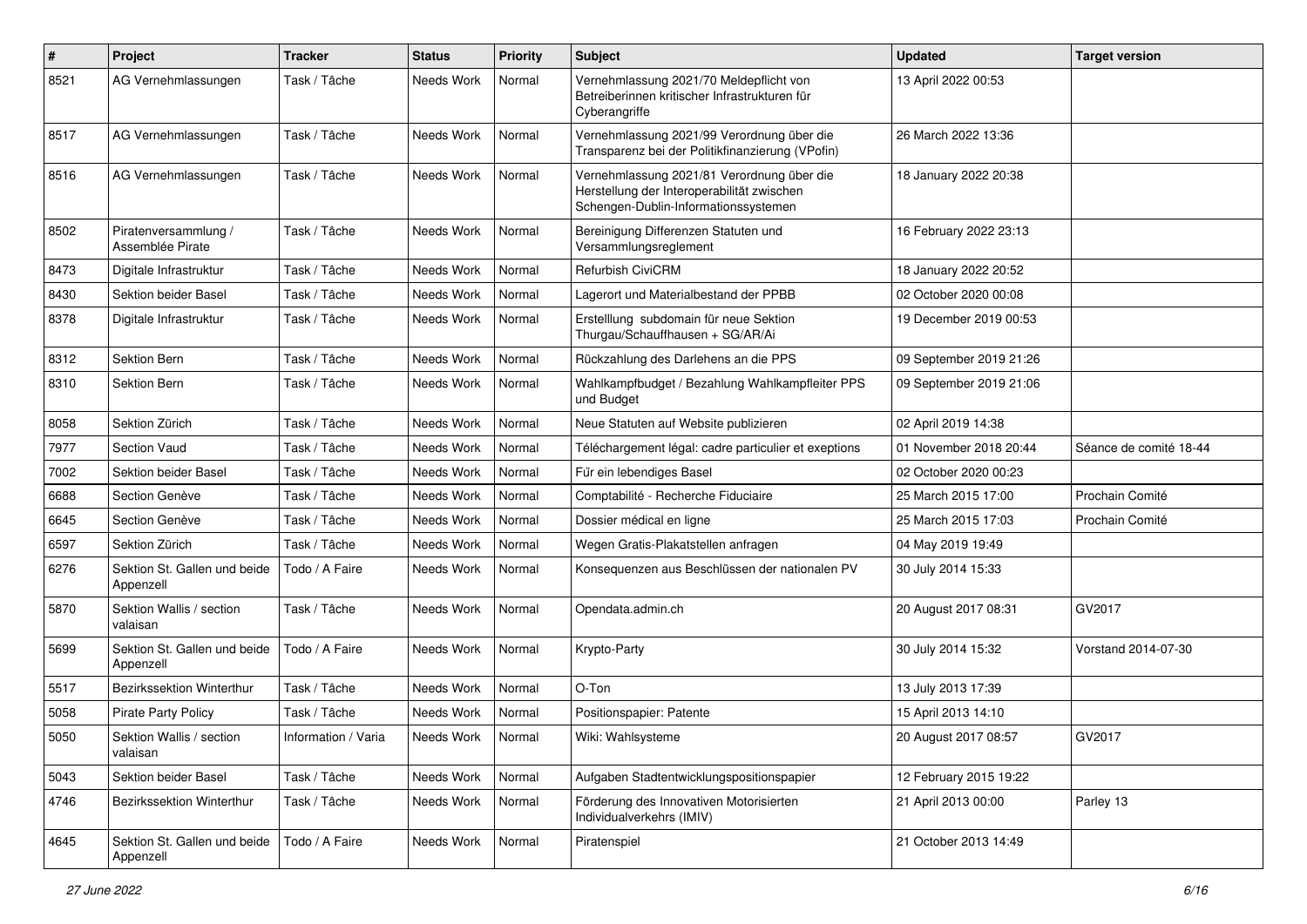| # | Project | Tracker | Status | Priority | Subject | Updated | Target version |
|---|---|---|---|---|---|---|---|
| 8521 | AG Vernehmlassungen | Task / Tâche | Needs Work | Normal | Vernehmlassung 2021/70 Meldepflicht von Betreiberinnen kritischer Infrastrukturen für Cyberangriffe | 13 April 2022 00:53 | |
| 8517 | AG Vernehmlassungen | Task / Tâche | Needs Work | Normal | Vernehmlassung 2021/99 Verordnung über die Transparenz bei der Politikfinanzierung (VPofin) | 26 March 2022 13:36 | |
| 8516 | AG Vernehmlassungen | Task / Tâche | Needs Work | Normal | Vernehmlassung 2021/81 Verordnung über die Herstellung der Interoperabilität zwischen Schengen-Dublin-Informationssystemen | 18 January 2022 20:38 | |
| 8502 | Piratenversammlung / Assemblée Pirate | Task / Tâche | Needs Work | Normal | Bereinigung Differenzen Statuten und Versammlungsreglement | 16 February 2022 23:13 | |
| 8473 | Digitale Infrastruktur | Task / Tâche | Needs Work | Normal | Refurbish CiviCRM | 18 January 2022 20:52 | |
| 8430 | Sektion beider Basel | Task / Tâche | Needs Work | Normal | Lagerort und Materialbestand der PPBB | 02 October 2020 00:08 | |
| 8378 | Digitale Infrastruktur | Task / Tâche | Needs Work | Normal | Erstelllung subdomain für neue Sektion Thurgau/Schauffhausen + SG/AR/Ai | 19 December 2019 00:53 | |
| 8312 | Sektion Bern | Task / Tâche | Needs Work | Normal | Rückzahlung des Darlehens an die PPS | 09 September 2019 21:26 | |
| 8310 | Sektion Bern | Task / Tâche | Needs Work | Normal | Wahlkampfbudget / Bezahlung Wahlkampfleiter PPS und Budget | 09 September 2019 21:06 | |
| 8058 | Sektion Zürich | Task / Tâche | Needs Work | Normal | Neue Statuten auf Website publizieren | 02 April 2019 14:38 | |
| 7977 | Section Vaud | Task / Tâche | Needs Work | Normal | Téléchargement légal: cadre particulier et exeptions | 01 November 2018 20:44 | Séance de comité 18-44 |
| 7002 | Sektion beider Basel | Task / Tâche | Needs Work | Normal | Für ein lebendiges Basel | 02 October 2020 00:23 | |
| 6688 | Section Genève | Task / Tâche | Needs Work | Normal | Comptabilité - Recherche Fiduciaire | 25 March 2015 17:00 | Prochain Comité |
| 6645 | Section Genève | Task / Tâche | Needs Work | Normal | Dossier médical en ligne | 25 March 2015 17:03 | Prochain Comité |
| 6597 | Sektion Zürich | Task / Tâche | Needs Work | Normal | Wegen Gratis-Plakatstellen anfragen | 04 May 2019 19:49 | |
| 6276 | Sektion St. Gallen und beide Appenzell | Todo / A Faire | Needs Work | Normal | Konsequenzen aus Beschlüssen der nationalen PV | 30 July 2014 15:33 | |
| 5870 | Sektion Wallis / section valaisan | Task / Tâche | Needs Work | Normal | Opendata.admin.ch | 20 August 2017 08:31 | GV2017 |
| 5699 | Sektion St. Gallen und beide Appenzell | Todo / A Faire | Needs Work | Normal | Krypto-Party | 30 July 2014 15:32 | Vorstand 2014-07-30 |
| 5517 | Bezirkssektion Winterthur | Task / Tâche | Needs Work | Normal | O-Ton | 13 July 2013 17:39 | |
| 5058 | Pirate Party Policy | Task / Tâche | Needs Work | Normal | Positionspapier: Patente | 15 April 2013 14:10 | |
| 5050 | Sektion Wallis / section valaisan | Information / Varia | Needs Work | Normal | Wiki: Wahlsysteme | 20 August 2017 08:57 | GV2017 |
| 5043 | Sektion beider Basel | Task / Tâche | Needs Work | Normal | Aufgaben Stadtentwicklungspositionspapier | 12 February 2015 19:22 | |
| 4746 | Bezirkssektion Winterthur | Task / Tâche | Needs Work | Normal | Förderung des Innovativen Motorisierten Individualverkehrs (IMIV) | 21 April 2013 00:00 | Parley 13 |
| 4645 | Sektion St. Gallen und beide Appenzell | Todo / A Faire | Needs Work | Normal | Piratenspiel | 21 October 2013 14:49 | |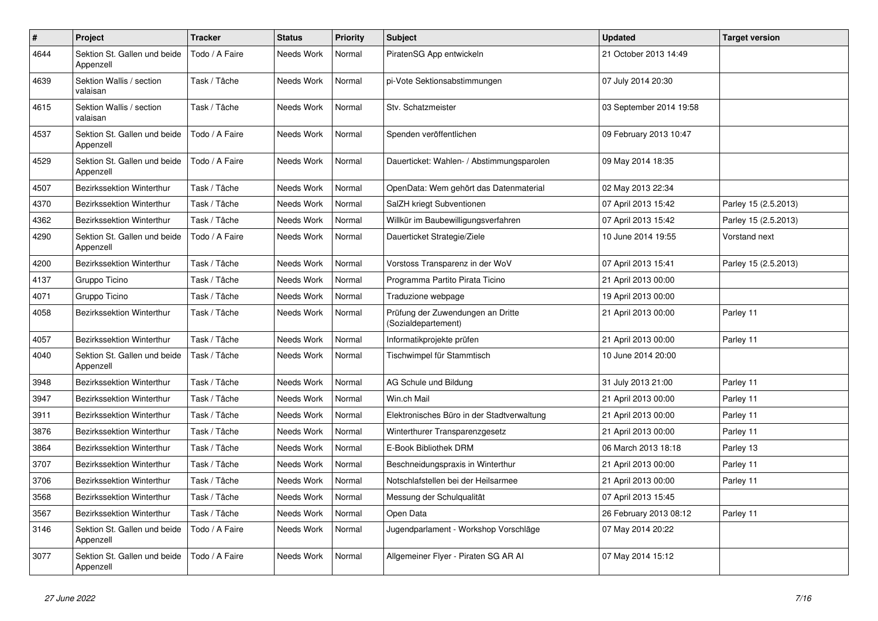| # | Project | Tracker | Status | Priority | Subject | Updated | Target version |
|---|---|---|---|---|---|---|---|
| 4644 | Sektion St. Gallen und beide Appenzell | Todo / A Faire | Needs Work | Normal | PiratenSG App entwickeln | 21 October 2013 14:49 | |
| 4639 | Sektion Wallis / section valaisan | Task / Tâche | Needs Work | Normal | pi-Vote Sektionsabstimmungen | 07 July 2014 20:30 | |
| 4615 | Sektion Wallis / section valaisan | Task / Tâche | Needs Work | Normal | Stv. Schatzmeister | 03 September 2014 19:58 | |
| 4537 | Sektion St. Gallen und beide Appenzell | Todo / A Faire | Needs Work | Normal | Spenden veröffentlichen | 09 February 2013 10:47 | |
| 4529 | Sektion St. Gallen und beide Appenzell | Todo / A Faire | Needs Work | Normal | Dauerticket: Wahlen- / Abstimmungsparolen | 09 May 2014 18:35 | |
| 4507 | Bezirkssektion Winterthur | Task / Tâche | Needs Work | Normal | OpenData: Wem gehört das Datenmaterial | 02 May 2013 22:34 | |
| 4370 | Bezirkssektion Winterthur | Task / Tâche | Needs Work | Normal | SalZH kriegt Subventionen | 07 April 2013 15:42 | Parley 15 (2.5.2013) |
| 4362 | Bezirkssektion Winterthur | Task / Tâche | Needs Work | Normal | Willkür im Baubewilligungsverfahren | 07 April 2013 15:42 | Parley 15 (2.5.2013) |
| 4290 | Sektion St. Gallen und beide Appenzell | Todo / A Faire | Needs Work | Normal | Dauerticket Strategie/Ziele | 10 June 2014 19:55 | Vorstand next |
| 4200 | Bezirkssektion Winterthur | Task / Tâche | Needs Work | Normal | Vorstoss Transparenz in der WoV | 07 April 2013 15:41 | Parley 15 (2.5.2013) |
| 4137 | Gruppo Ticino | Task / Tâche | Needs Work | Normal | Programma Partito Pirata Ticino | 21 April 2013 00:00 | |
| 4071 | Gruppo Ticino | Task / Tâche | Needs Work | Normal | Traduzione webpage | 19 April 2013 00:00 | |
| 4058 | Bezirkssektion Winterthur | Task / Tâche | Needs Work | Normal | Prüfung der Zuwendungen an Dritte (Sozialdepartement) | 21 April 2013 00:00 | Parley 11 |
| 4057 | Bezirkssektion Winterthur | Task / Tâche | Needs Work | Normal | Informatikprojekte prüfen | 21 April 2013 00:00 | Parley 11 |
| 4040 | Sektion St. Gallen und beide Appenzell | Task / Tâche | Needs Work | Normal | Tischwimpel für Stammtisch | 10 June 2014 20:00 | |
| 3948 | Bezirkssektion Winterthur | Task / Tâche | Needs Work | Normal | AG Schule und Bildung | 31 July 2013 21:00 | Parley 11 |
| 3947 | Bezirkssektion Winterthur | Task / Tâche | Needs Work | Normal | Win.ch Mail | 21 April 2013 00:00 | Parley 11 |
| 3911 | Bezirkssektion Winterthur | Task / Tâche | Needs Work | Normal | Elektronisches Büro in der Stadtverwaltung | 21 April 2013 00:00 | Parley 11 |
| 3876 | Bezirkssektion Winterthur | Task / Tâche | Needs Work | Normal | Winterthurer Transparenzgesetz | 21 April 2013 00:00 | Parley 11 |
| 3864 | Bezirkssektion Winterthur | Task / Tâche | Needs Work | Normal | E-Book Bibliothek DRM | 06 March 2013 18:18 | Parley 13 |
| 3707 | Bezirkssektion Winterthur | Task / Tâche | Needs Work | Normal | Beschneidungspraxis in Winterthur | 21 April 2013 00:00 | Parley 11 |
| 3706 | Bezirkssektion Winterthur | Task / Tâche | Needs Work | Normal | Notschlafstellen bei der Heilsarmee | 21 April 2013 00:00 | Parley 11 |
| 3568 | Bezirkssektion Winterthur | Task / Tâche | Needs Work | Normal | Messung der Schulqualität | 07 April 2013 15:45 | |
| 3567 | Bezirkssektion Winterthur | Task / Tâche | Needs Work | Normal | Open Data | 26 February 2013 08:12 | Parley 11 |
| 3146 | Sektion St. Gallen und beide Appenzell | Todo / A Faire | Needs Work | Normal | Jugendparlament - Workshop Vorschläge | 07 May 2014 20:22 | |
| 3077 | Sektion St. Gallen und beide Appenzell | Todo / A Faire | Needs Work | Normal | Allgemeiner Flyer - Piraten SG AR AI | 07 May 2014 15:12 | |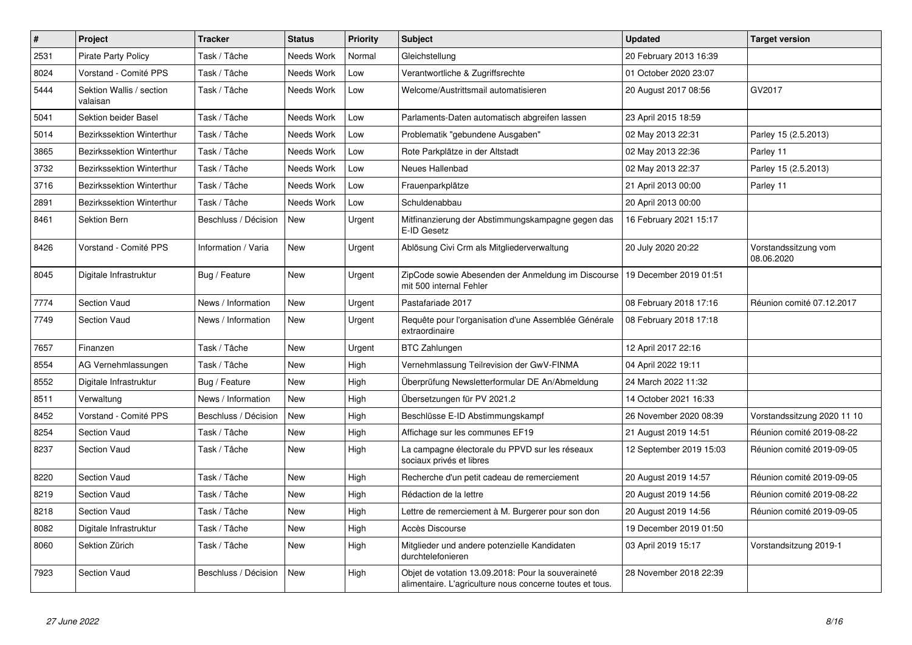| # | Project | Tracker | Status | Priority | Subject | Updated | Target version |
|---|---|---|---|---|---|---|---|
| 2531 | Pirate Party Policy | Task / Tâche | Needs Work | Normal | Gleichstellung | 20 February 2013 16:39 | |
| 8024 | Vorstand - Comité PPS | Task / Tâche | Needs Work | Low | Verantwortliche & Zugriffsrechte | 01 October 2020 23:07 | |
| 5444 | Sektion Wallis / section valaisan | Task / Tâche | Needs Work | Low | Welcome/Austrittsmail automatisieren | 20 August 2017 08:56 | GV2017 |
| 5041 | Sektion beider Basel | Task / Tâche | Needs Work | Low | Parlaments-Daten automatisch abgreifen lassen | 23 April 2015 18:59 | |
| 5014 | Bezirkssektion Winterthur | Task / Tâche | Needs Work | Low | Problematik "gebundene Ausgaben" | 02 May 2013 22:31 | Parley 15 (2.5.2013) |
| 3865 | Bezirkssektion Winterthur | Task / Tâche | Needs Work | Low | Rote Parkplätze in der Altstadt | 02 May 2013 22:36 | Parley 11 |
| 3732 | Bezirkssektion Winterthur | Task / Tâche | Needs Work | Low | Neues Hallenbad | 02 May 2013 22:37 | Parley 15 (2.5.2013) |
| 3716 | Bezirkssektion Winterthur | Task / Tâche | Needs Work | Low | Frauenparkplätze | 21 April 2013 00:00 | Parley 11 |
| 2891 | Bezirkssektion Winterthur | Task / Tâche | Needs Work | Low | Schuldenabbau | 20 April 2013 00:00 | |
| 8461 | Sektion Bern | Beschluss / Décision | New | Urgent | Mitfinanzierung der Abstimmungskampagne gegen das E-ID Gesetz | 16 February 2021 15:17 | |
| 8426 | Vorstand - Comité PPS | Information / Varia | New | Urgent | Ablösung Civi Crm als Mitgliederverwaltung | 20 July 2020 20:22 | Vorstandssitzung vom 08.06.2020 |
| 8045 | Digitale Infrastruktur | Bug / Feature | New | Urgent | ZipCode sowie Absenden der Anmeldung im Discourse mit 500 internal Fehler | 19 December 2019 01:51 | |
| 7774 | Section Vaud | News / Information | New | Urgent | Pastafariade 2017 | 08 February 2018 17:16 | Réunion comité 07.12.2017 |
| 7749 | Section Vaud | News / Information | New | Urgent | Requête pour l'organisation d'une Assemblée Générale extraordinaire | 08 February 2018 17:18 | |
| 7657 | Finanzen | Task / Tâche | New | Urgent | BTC Zahlungen | 12 April 2017 22:16 | |
| 8554 | AG Vernehmlassungen | Task / Tâche | New | High | Vernehmlassung Teilrevision der GwV-FINMA | 04 April 2022 19:11 | |
| 8552 | Digitale Infrastruktur | Bug / Feature | New | High | Überprüfung Newsletterformular DE An/Abmeldung | 24 March 2022 11:32 | |
| 8511 | Verwaltung | News / Information | New | High | Übersetzungen für PV 2021.2 | 14 October 2021 16:33 | |
| 8452 | Vorstand - Comité PPS | Beschluss / Décision | New | High | Beschlüsse E-ID Abstimmungskampf | 26 November 2020 08:39 | Vorstandssitzung 2020 11 10 |
| 8254 | Section Vaud | Task / Tâche | New | High | Affichage sur les communes EF19 | 21 August 2019 14:51 | Réunion comité 2019-08-22 |
| 8237 | Section Vaud | Task / Tâche | New | High | La campagne électorale du PPVD sur les réseaux sociaux privés et libres | 12 September 2019 15:03 | Réunion comité 2019-09-05 |
| 8220 | Section Vaud | Task / Tâche | New | High | Recherche d'un petit cadeau de remerciement | 20 August 2019 14:57 | Réunion comité 2019-09-05 |
| 8219 | Section Vaud | Task / Tâche | New | High | Rédaction de la lettre | 20 August 2019 14:56 | Réunion comité 2019-08-22 |
| 8218 | Section Vaud | Task / Tâche | New | High | Lettre de remerciement à M. Burgerer pour son don | 20 August 2019 14:56 | Réunion comité 2019-09-05 |
| 8082 | Digitale Infrastruktur | Task / Tâche | New | High | Accès Discourse | 19 December 2019 01:50 | |
| 8060 | Sektion Zürich | Task / Tâche | New | High | Mitglieder und andere potenzielle Kandidaten durchtelefonieren | 03 April 2019 15:17 | Vorstandsitzung 2019-1 |
| 7923 | Section Vaud | Beschluss / Décision | New | High | Objet de votation 13.09.2018: Pour la souveraineté alimentaire. L'agriculture nous concerne toutes et tous. | 28 November 2018 22:39 | |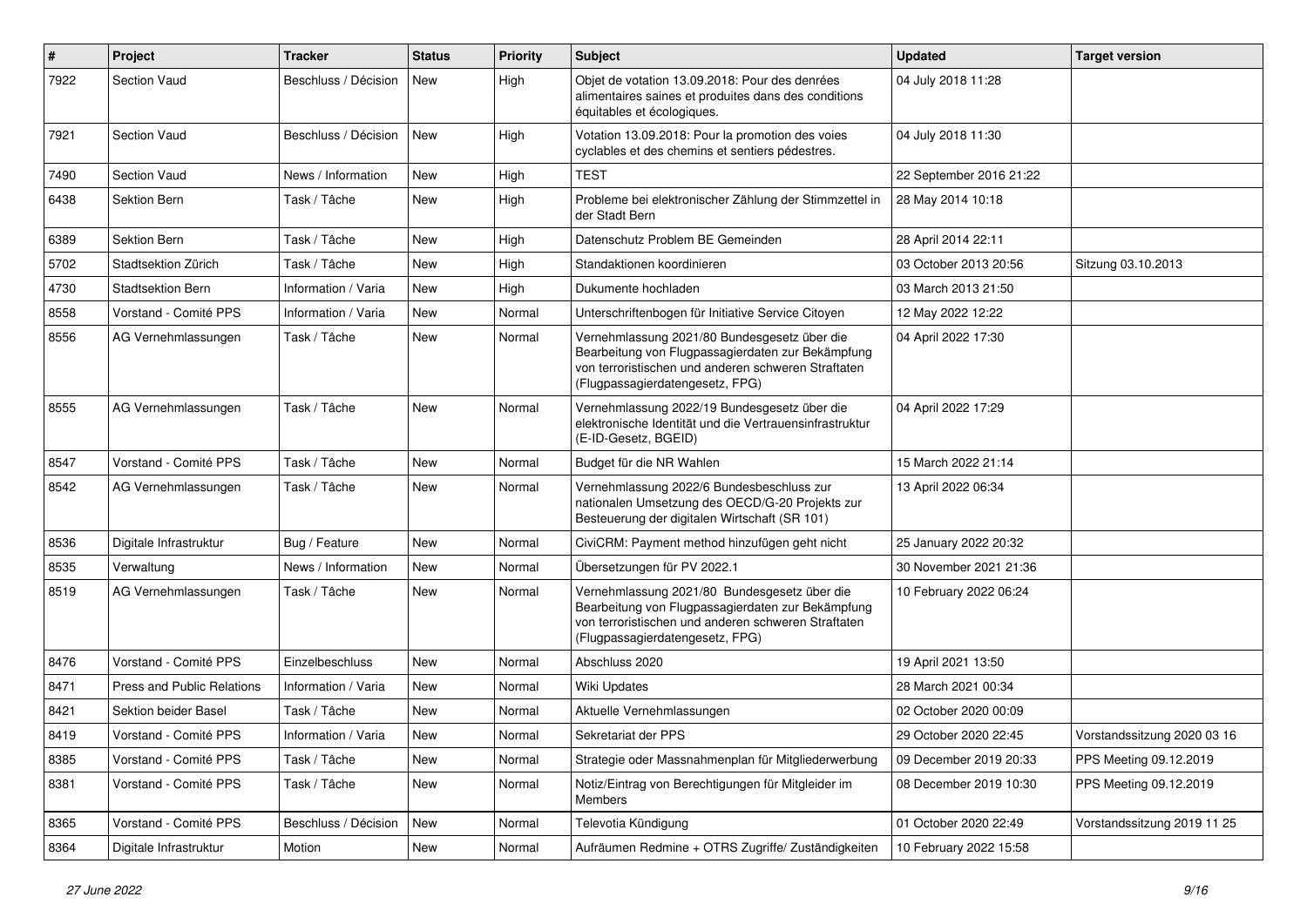| # | Project | Tracker | Status | Priority | Subject | Updated | Target version |
|---|---|---|---|---|---|---|---|
| 7922 | Section Vaud | Beschluss / Décision | New | High | Objet de votation 13.09.2018: Pour des denrées alimentaires saines et produites dans des conditions équitables et écologiques. | 04 July 2018 11:28 | |
| 7921 | Section Vaud | Beschluss / Décision | New | High | Votation 13.09.2018: Pour la promotion des voies cyclables et des chemins et sentiers pédestres. | 04 July 2018 11:30 | |
| 7490 | Section Vaud | News / Information | New | High | TEST | 22 September 2016 21:22 | |
| 6438 | Sektion Bern | Task / Tâche | New | High | Probleme bei elektronischer Zählung der Stimmzettel in der Stadt Bern | 28 May 2014 10:18 | |
| 6389 | Sektion Bern | Task / Tâche | New | High | Datenschutz Problem BE Gemeinden | 28 April 2014 22:11 | |
| 5702 | Stadtsektion Zürich | Task / Tâche | New | High | Standaktionen koordinieren | 03 October 2013 20:56 | Sitzung 03.10.2013 |
| 4730 | Stadtsektion Bern | Information / Varia | New | High | Dukumente hochladen | 03 March 2013 21:50 | |
| 8558 | Vorstand - Comité PPS | Information / Varia | New | Normal | Unterschriftenbogen für Initiative Service Citoyen | 12 May 2022 12:22 | |
| 8556 | AG Vernehmlassungen | Task / Tâche | New | Normal | Vernehmlassung 2021/80 Bundesgesetz über die Bearbeitung von Flugpassagierdaten zur Bekämpfung von terroristischen und anderen schweren Straftaten (Flugpassagierdatengesetz, FPG) | 04 April 2022 17:30 | |
| 8555 | AG Vernehmlassungen | Task / Tâche | New | Normal | Vernehmlassung 2022/19 Bundesgesetz über die elektronische Identität und die Vertrauensinfrastruktur (E-ID-Gesetz, BGEID) | 04 April 2022 17:29 | |
| 8547 | Vorstand - Comité PPS | Task / Tâche | New | Normal | Budget für die NR Wahlen | 15 March 2022 21:14 | |
| 8542 | AG Vernehmlassungen | Task / Tâche | New | Normal | Vernehmlassung 2022/6 Bundesbeschluss zur nationalen Umsetzung des OECD/G-20 Projekts zur Besteuerung der digitalen Wirtschaft (SR 101) | 13 April 2022 06:34 | |
| 8536 | Digitale Infrastruktur | Bug / Feature | New | Normal | CiviCRM: Payment method hinzufügen geht nicht | 25 January 2022 20:32 | |
| 8535 | Verwaltung | News / Information | New | Normal | Übersetzungen für PV 2022.1 | 30 November 2021 21:36 | |
| 8519 | AG Vernehmlassungen | Task / Tâche | New | Normal | Vernehmlassung 2021/80 Bundesgesetz über die Bearbeitung von Flugpassagierdaten zur Bekämpfung von terroristischen und anderen schweren Straftaten (Flugpassagierdatengesetz, FPG) | 10 February 2022 06:24 | |
| 8476 | Vorstand - Comité PPS | Einzelbeschluss | New | Normal | Abschluss 2020 | 19 April 2021 13:50 | |
| 8471 | Press and Public Relations | Information / Varia | New | Normal | Wiki Updates | 28 March 2021 00:34 | |
| 8421 | Sektion beider Basel | Task / Tâche | New | Normal | Aktuelle Vernehmlassungen | 02 October 2020 00:09 | |
| 8419 | Vorstand - Comité PPS | Information / Varia | New | Normal | Sekretariat der PPS | 29 October 2020 22:45 | Vorstandssitzung 2020 03 16 |
| 8385 | Vorstand - Comité PPS | Task / Tâche | New | Normal | Strategie oder Massnahmenplan für Mitgliederwerbung | 09 December 2019 20:33 | PPS Meeting 09.12.2019 |
| 8381 | Vorstand - Comité PPS | Task / Tâche | New | Normal | Notiz/Eintrag von Berechtigungen für Mitgleider im Members | 08 December 2019 10:30 | PPS Meeting 09.12.2019 |
| 8365 | Vorstand - Comité PPS | Beschluss / Décision | New | Normal | Televotia Kündigung | 01 October 2020 22:49 | Vorstandssitzung 2019 11 25 |
| 8364 | Digitale Infrastruktur | Motion | New | Normal | Aufräumen Redmine + OTRS Zugriffe/ Zuständigkeiten | 10 February 2022 15:58 | |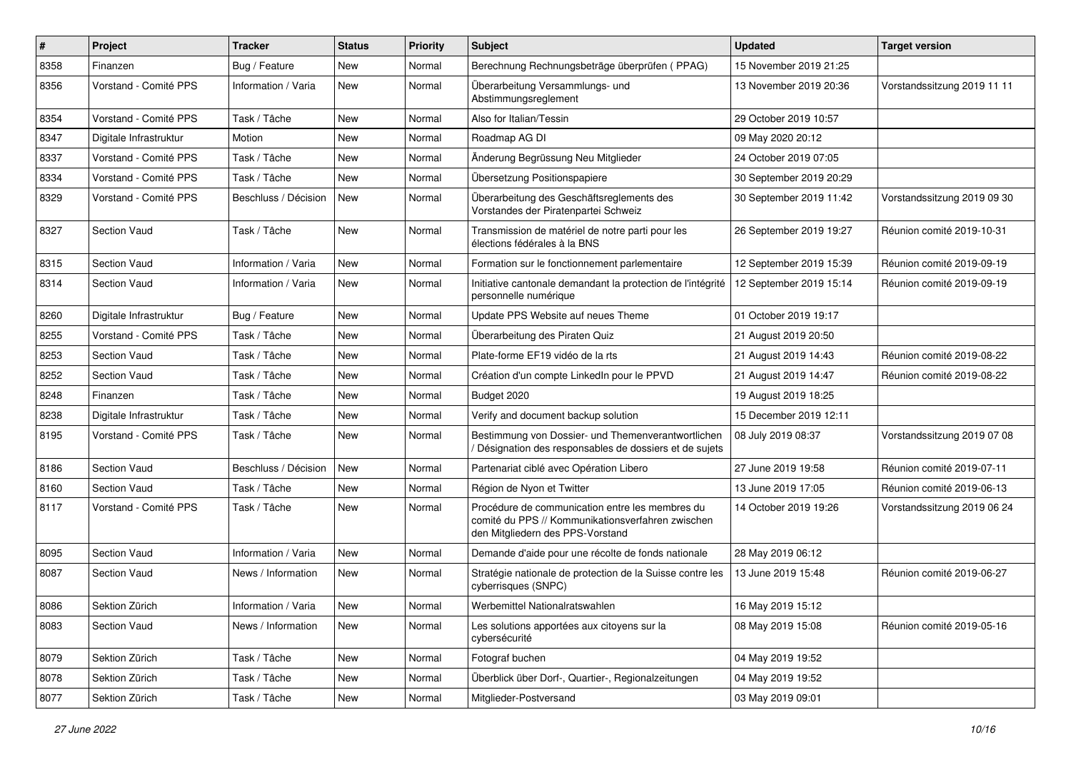| # | Project | Tracker | Status | Priority | Subject | Updated | Target version |
|---|---|---|---|---|---|---|---|
| 8358 | Finanzen | Bug / Feature | New | Normal | Berechnung Rechnungsbeträge überprüfen ( PPAG) | 15 November 2019 21:25 | |
| 8356 | Vorstand - Comité PPS | Information / Varia | New | Normal | Überarbeitung Versammlungs- und Abstimmungsreglement | 13 November 2019 20:36 | Vorstandssitzung 2019 11 11 |
| 8354 | Vorstand - Comité PPS | Task / Tâche | New | Normal | Also for Italian/Tessin | 29 October 2019 10:57 | |
| 8347 | Digitale Infrastruktur | Motion | New | Normal | Roadmap AG DI | 09 May 2020 20:12 | |
| 8337 | Vorstand - Comité PPS | Task / Tâche | New | Normal | Änderung Begrüssung Neu Mitglieder | 24 October 2019 07:05 | |
| 8334 | Vorstand - Comité PPS | Task / Tâche | New | Normal | Übersetzung Positionspapiere | 30 September 2019 20:29 | |
| 8329 | Vorstand - Comité PPS | Beschluss / Décision | New | Normal | Überarbeitung des Geschäftsreglements des Vorstandes der Piratenpartei Schweiz | 30 September 2019 11:42 | Vorstandssitzung 2019 09 30 |
| 8327 | Section Vaud | Task / Tâche | New | Normal | Transmission de matériel de notre parti pour les élections fédérales à la BNS | 26 September 2019 19:27 | Réunion comité 2019-10-31 |
| 8315 | Section Vaud | Information / Varia | New | Normal | Formation sur le fonctionnement parlementaire | 12 September 2019 15:39 | Réunion comité 2019-09-19 |
| 8314 | Section Vaud | Information / Varia | New | Normal | Initiative cantonale demandant la protection de l'intégrité personnelle numérique | 12 September 2019 15:14 | Réunion comité 2019-09-19 |
| 8260 | Digitale Infrastruktur | Bug / Feature | New | Normal | Update PPS Website auf neues Theme | 01 October 2019 19:17 | |
| 8255 | Vorstand - Comité PPS | Task / Tâche | New | Normal | Überarbeitung des Piraten Quiz | 21 August 2019 20:50 | |
| 8253 | Section Vaud | Task / Tâche | New | Normal | Plate-forme EF19 vidéo de la rts | 21 August 2019 14:43 | Réunion comité 2019-08-22 |
| 8252 | Section Vaud | Task / Tâche | New | Normal | Création d'un compte LinkedIn pour le PPVD | 21 August 2019 14:47 | Réunion comité 2019-08-22 |
| 8248 | Finanzen | Task / Tâche | New | Normal | Budget 2020 | 19 August 2019 18:25 | |
| 8238 | Digitale Infrastruktur | Task / Tâche | New | Normal | Verify and document backup solution | 15 December 2019 12:11 | |
| 8195 | Vorstand - Comité PPS | Task / Tâche | New | Normal | Bestimmung von Dossier- und Themenverantwortlichen / Désignation des responsables de dossiers et de sujets | 08 July 2019 08:37 | Vorstandssitzung 2019 07 08 |
| 8186 | Section Vaud | Beschluss / Décision | New | Normal | Partenariat ciblé avec Opération Libero | 27 June 2019 19:58 | Réunion comité 2019-07-11 |
| 8160 | Section Vaud | Task / Tâche | New | Normal | Région de Nyon et Twitter | 13 June 2019 17:05 | Réunion comité 2019-06-13 |
| 8117 | Vorstand - Comité PPS | Task / Tâche | New | Normal | Procédure de communication entre les membres du comité du PPS // Kommunikationsverfahren zwischen den Mitgliedern des PPS-Vorstand | 14 October 2019 19:26 | Vorstandssitzung 2019 06 24 |
| 8095 | Section Vaud | Information / Varia | New | Normal | Demande d'aide pour une récolte de fonds nationale | 28 May 2019 06:12 | |
| 8087 | Section Vaud | News / Information | New | Normal | Stratégie nationale de protection de la Suisse contre les cyberrisques (SNPC) | 13 June 2019 15:48 | Réunion comité 2019-06-27 |
| 8086 | Sektion Zürich | Information / Varia | New | Normal | Werbemittel Nationalratswahlen | 16 May 2019 15:12 | |
| 8083 | Section Vaud | News / Information | New | Normal | Les solutions apportées aux citoyens sur la cybersécurité | 08 May 2019 15:08 | Réunion comité 2019-05-16 |
| 8079 | Sektion Zürich | Task / Tâche | New | Normal | Fotograf buchen | 04 May 2019 19:52 | |
| 8078 | Sektion Zürich | Task / Tâche | New | Normal | Überblick über Dorf-, Quartier-, Regionalzeitungen | 04 May 2019 19:52 | |
| 8077 | Sektion Zürich | Task / Tâche | New | Normal | Mitglieder-Postversand | 03 May 2019 09:01 | |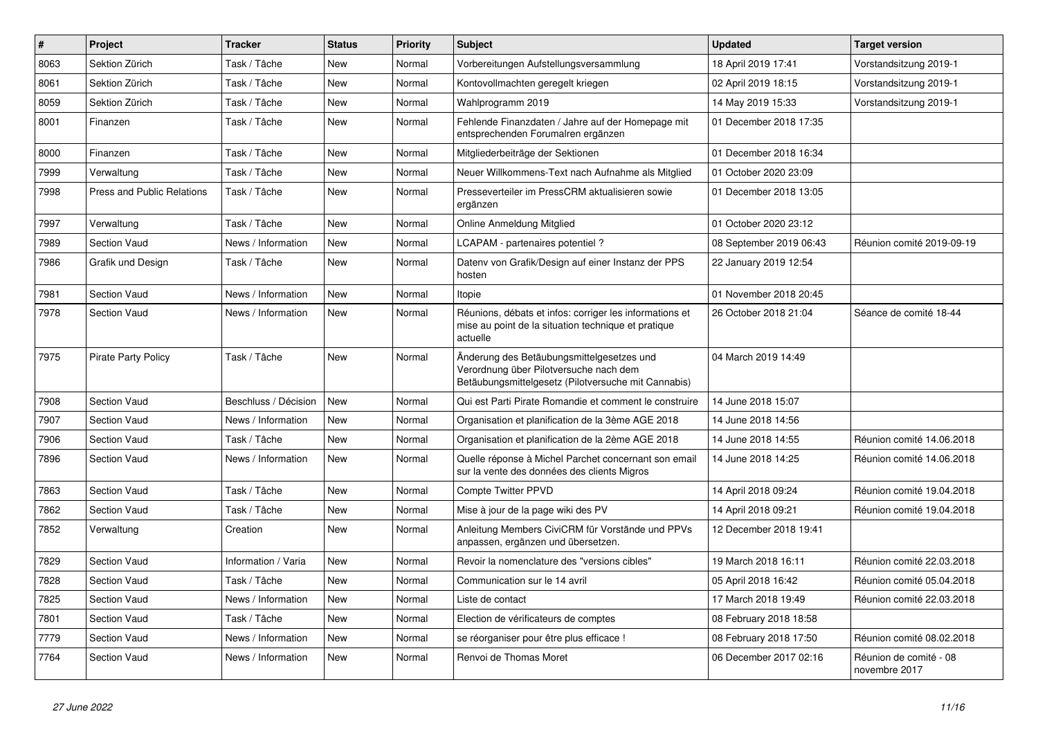| # | Project | Tracker | Status | Priority | Subject | Updated | Target version |
|---|---|---|---|---|---|---|---|
| 8063 | Sektion Zürich | Task / Tâche | New | Normal | Vorbereitungen Aufstellungsversammlung | 18 April 2019 17:41 | Vorstandsitzung 2019-1 |
| 8061 | Sektion Zürich | Task / Tâche | New | Normal | Kontovollmachten geregelt kriegen | 02 April 2019 18:15 | Vorstandsitzung 2019-1 |
| 8059 | Sektion Zürich | Task / Tâche | New | Normal | Wahlprogramm 2019 | 14 May 2019 15:33 | Vorstandsitzung 2019-1 |
| 8001 | Finanzen | Task / Tâche | New | Normal | Fehlende Finanzdaten / Jahre auf der Homepage mit entsprechenden Forumalren ergänzen | 01 December 2018 17:35 | |
| 8000 | Finanzen | Task / Tâche | New | Normal | Mitgliederbeiträge der Sektionen | 01 December 2018 16:34 | |
| 7999 | Verwaltung | Task / Tâche | New | Normal | Neuer Willkommens-Text nach Aufnahme als Mitglied | 01 October 2020 23:09 | |
| 7998 | Press and Public Relations | Task / Tâche | New | Normal | Presseverteiler im PressCRM aktualisieren sowie ergänzen | 01 December 2018 13:05 | |
| 7997 | Verwaltung | Task / Tâche | New | Normal | Online Anmeldung Mitglied | 01 October 2020 23:12 | |
| 7989 | Section Vaud | News / Information | New | Normal | LCAPAM - partenaires potentiel ? | 08 September 2019 06:43 | Réunion comité 2019-09-19 |
| 7986 | Grafik und Design | Task / Tâche | New | Normal | Datenv von Grafik/Design auf einer Instanz der PPS hosten | 22 January 2019 12:54 | |
| 7981 | Section Vaud | News / Information | New | Normal | Itopie | 01 November 2018 20:45 | |
| 7978 | Section Vaud | News / Information | New | Normal | Réunions, débats et infos: corriger les informations et mise au point de la situation technique et pratique actuelle | 26 October 2018 21:04 | Séance de comité 18-44 |
| 7975 | Pirate Party Policy | Task / Tâche | New | Normal | Änderung des Betäubungsmittelgesetzes und Verordnung über Pilotversuche nach dem Betäubungsmittelgesetz (Pilotversuche mit Cannabis) | 04 March 2019 14:49 | |
| 7908 | Section Vaud | Beschluss / Décision | New | Normal | Qui est Parti Pirate Romandie et comment le construire | 14 June 2018 15:07 | |
| 7907 | Section Vaud | News / Information | New | Normal | Organisation et planification de la 3ème AGE 2018 | 14 June 2018 14:56 | |
| 7906 | Section Vaud | Task / Tâche | New | Normal | Organisation et planification de la 2ème AGE 2018 | 14 June 2018 14:55 | Réunion comité 14.06.2018 |
| 7896 | Section Vaud | News / Information | New | Normal | Quelle réponse à Michel Parchet concernant son email sur la vente des données des clients Migros | 14 June 2018 14:25 | Réunion comité 14.06.2018 |
| 7863 | Section Vaud | Task / Tâche | New | Normal | Compte Twitter PPVD | 14 April 2018 09:24 | Réunion comité 19.04.2018 |
| 7862 | Section Vaud | Task / Tâche | New | Normal | Mise à jour de la page wiki des PV | 14 April 2018 09:21 | Réunion comité 19.04.2018 |
| 7852 | Verwaltung | Creation | New | Normal | Anleitung Members CiviCRM für Vorstände und PPVs anpassen, ergänzen und übersetzen. | 12 December 2018 19:41 | |
| 7829 | Section Vaud | Information / Varia | New | Normal | Revoir la nomenclature des "versions cibles" | 19 March 2018 16:11 | Réunion comité 22.03.2018 |
| 7828 | Section Vaud | Task / Tâche | New | Normal | Communication sur le 14 avril | 05 April 2018 16:42 | Réunion comité 05.04.2018 |
| 7825 | Section Vaud | News / Information | New | Normal | Liste de contact | 17 March 2018 19:49 | Réunion comité 22.03.2018 |
| 7801 | Section Vaud | Task / Tâche | New | Normal | Election de vérificateurs de comptes | 08 February 2018 18:58 | |
| 7779 | Section Vaud | News / Information | New | Normal | se réorganiser pour être plus efficace ! | 08 February 2018 17:50 | Réunion comité 08.02.2018 |
| 7764 | Section Vaud | News / Information | New | Normal | Renvoi de Thomas Moret | 06 December 2017 02:16 | Réunion de comité - 08 novembre 2017 |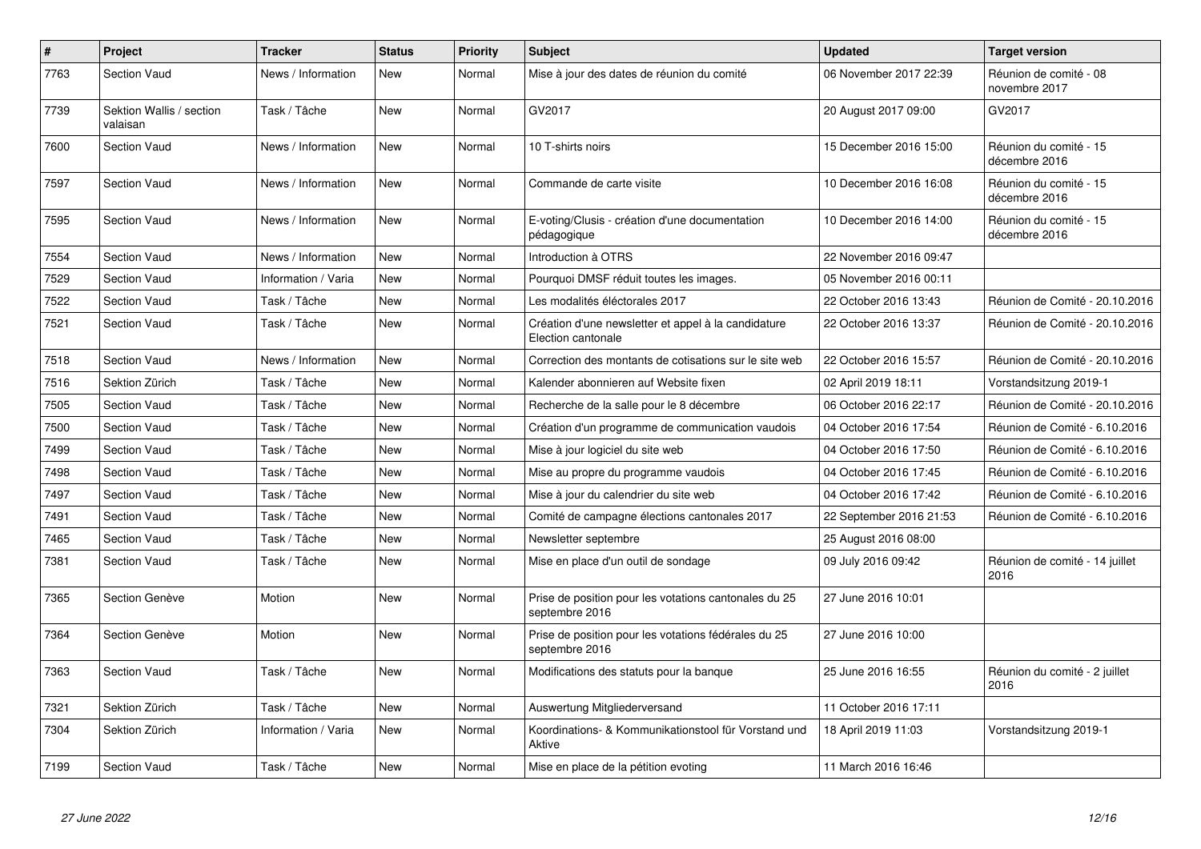| # | Project | Tracker | Status | Priority | Subject | Updated | Target version |
|---|---|---|---|---|---|---|---|
| 7763 | Section Vaud | News / Information | New | Normal | Mise à jour des dates de réunion du comité | 06 November 2017 22:39 | Réunion de comité - 08 novembre 2017 |
| 7739 | Sektion Wallis / section valaisan | Task / Tâche | New | Normal | GV2017 | 20 August 2017 09:00 | GV2017 |
| 7600 | Section Vaud | News / Information | New | Normal | 10 T-shirts noirs | 15 December 2016 15:00 | Réunion du comité - 15 décembre 2016 |
| 7597 | Section Vaud | News / Information | New | Normal | Commande de carte visite | 10 December 2016 16:08 | Réunion du comité - 15 décembre 2016 |
| 7595 | Section Vaud | News / Information | New | Normal | E-voting/Clusis - création d'une documentation pédagogique | 10 December 2016 14:00 | Réunion du comité - 15 décembre 2016 |
| 7554 | Section Vaud | News / Information | New | Normal | Introduction à OTRS | 22 November 2016 09:47 | |
| 7529 | Section Vaud | Information / Varia | New | Normal | Pourquoi DMSF réduit toutes les images. | 05 November 2016 00:11 | |
| 7522 | Section Vaud | Task / Tâche | New | Normal | Les modalités éléctorales 2017 | 22 October 2016 13:43 | Réunion de Comité - 20.10.2016 |
| 7521 | Section Vaud | Task / Tâche | New | Normal | Création d'une newsletter et appel à la candidature Election cantonale | 22 October 2016 13:37 | Réunion de Comité - 20.10.2016 |
| 7518 | Section Vaud | News / Information | New | Normal | Correction des montants de cotisations sur le site web | 22 October 2016 15:57 | Réunion de Comité - 20.10.2016 |
| 7516 | Sektion Zürich | Task / Tâche | New | Normal | Kalender abonnieren auf Website fixen | 02 April 2019 18:11 | Vorstandsitzung 2019-1 |
| 7505 | Section Vaud | Task / Tâche | New | Normal | Recherche de la salle pour le 8 décembre | 06 October 2016 22:17 | Réunion de Comité - 20.10.2016 |
| 7500 | Section Vaud | Task / Tâche | New | Normal | Création d'un programme de communication vaudois | 04 October 2016 17:54 | Réunion de Comité - 6.10.2016 |
| 7499 | Section Vaud | Task / Tâche | New | Normal | Mise à jour logiciel du site web | 04 October 2016 17:50 | Réunion de Comité - 6.10.2016 |
| 7498 | Section Vaud | Task / Tâche | New | Normal | Mise au propre du programme vaudois | 04 October 2016 17:45 | Réunion de Comité - 6.10.2016 |
| 7497 | Section Vaud | Task / Tâche | New | Normal | Mise à jour du calendrier du site web | 04 October 2016 17:42 | Réunion de Comité - 6.10.2016 |
| 7491 | Section Vaud | Task / Tâche | New | Normal | Comité de campagne élections cantonales 2017 | 22 September 2016 21:53 | Réunion de Comité - 6.10.2016 |
| 7465 | Section Vaud | Task / Tâche | New | Normal | Newsletter septembre | 25 August 2016 08:00 | |
| 7381 | Section Vaud | Task / Tâche | New | Normal | Mise en place d'un outil de sondage | 09 July 2016 09:42 | Réunion de comité - 14 juillet 2016 |
| 7365 | Section Genève | Motion | New | Normal | Prise de position pour les votations cantonales du 25 septembre 2016 | 27 June 2016 10:01 | |
| 7364 | Section Genève | Motion | New | Normal | Prise de position pour les votations fédérales du 25 septembre 2016 | 27 June 2016 10:00 | |
| 7363 | Section Vaud | Task / Tâche | New | Normal | Modifications des statuts pour la banque | 25 June 2016 16:55 | Réunion du comité - 2 juillet 2016 |
| 7321 | Sektion Zürich | Task / Tâche | New | Normal | Auswertung Mitgliederversand | 11 October 2016 17:11 | |
| 7304 | Sektion Zürich | Information / Varia | New | Normal | Koordinations- & Kommunikationstool für Vorstand und Aktive | 18 April 2019 11:03 | Vorstandsitzung 2019-1 |
| 7199 | Section Vaud | Task / Tâche | New | Normal | Mise en place de la pétition evoting | 11 March 2016 16:46 | |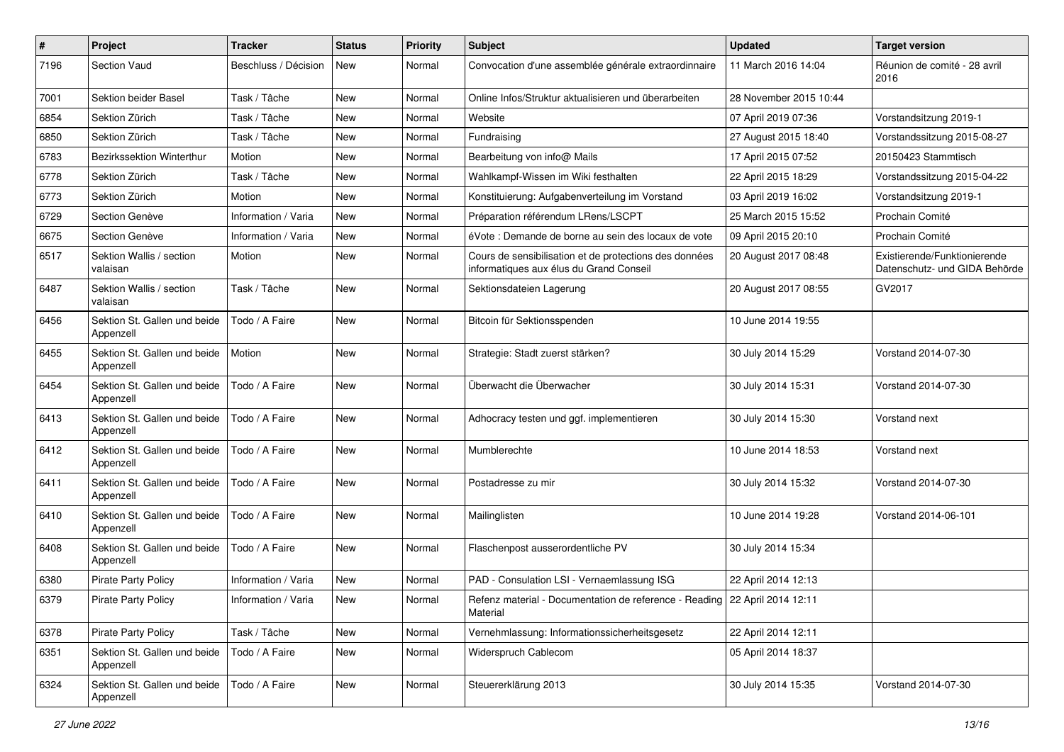| # | Project | Tracker | Status | Priority | Subject | Updated | Target version |
|---|---|---|---|---|---|---|---|
| 7196 | Section Vaud | Beschluss / Décision | New | Normal | Convocation d'une assemblée générale extraordinnaire | 11 March 2016 14:04 | Réunion de comité - 28 avril 2016 |
| 7001 | Sektion beider Basel | Task / Tâche | New | Normal | Online Infos/Struktur aktualisieren und überarbeiten | 28 November 2015 10:44 | |
| 6854 | Sektion Zürich | Task / Tâche | New | Normal | Website | 07 April 2019 07:36 | Vorstandsitzung 2019-1 |
| 6850 | Sektion Zürich | Task / Tâche | New | Normal | Fundraising | 27 August 2015 18:40 | Vorstandssitzung 2015-08-27 |
| 6783 | Bezirkssektion Winterthur | Motion | New | Normal | Bearbeitung von info@ Mails | 17 April 2015 07:52 | 20150423 Stammtisch |
| 6778 | Sektion Zürich | Task / Tâche | New | Normal | Wahlkampf-Wissen im Wiki festhalten | 22 April 2015 18:29 | Vorstandssitzung 2015-04-22 |
| 6773 | Sektion Zürich | Motion | New | Normal | Konstituierung: Aufgabenverteilung im Vorstand | 03 April 2019 16:02 | Vorstandsitzung 2019-1 |
| 6729 | Section Genève | Information / Varia | New | Normal | Préparation référendum LRens/LSCPT | 25 March 2015 15:52 | Prochain Comité |
| 6675 | Section Genève | Information / Varia | New | Normal | éVote : Demande de borne au sein des locaux de vote | 09 April 2015 20:10 | Prochain Comité |
| 6517 | Sektion Wallis / section valaisan | Motion | New | Normal | Cours de sensibilisation et de protections des données informatiques aux élus du Grand Conseil | 20 August 2017 08:48 | Existierende/Funktionierende Datenschutz- und GIDA Behörde |
| 6487 | Sektion Wallis / section valaisan | Task / Tâche | New | Normal | Sektionsdateien Lagerung | 20 August 2017 08:55 | GV2017 |
| 6456 | Sektion St. Gallen und beide Appenzell | Todo / A Faire | New | Normal | Bitcoin für Sektionsspenden | 10 June 2014 19:55 | |
| 6455 | Sektion St. Gallen und beide Appenzell | Motion | New | Normal | Strategie: Stadt zuerst stärken? | 30 July 2014 15:29 | Vorstand 2014-07-30 |
| 6454 | Sektion St. Gallen und beide Appenzell | Todo / A Faire | New | Normal | Überwacht die Überwacher | 30 July 2014 15:31 | Vorstand 2014-07-30 |
| 6413 | Sektion St. Gallen und beide Appenzell | Todo / A Faire | New | Normal | Adhocracy testen und ggf. implementieren | 30 July 2014 15:30 | Vorstand next |
| 6412 | Sektion St. Gallen und beide Appenzell | Todo / A Faire | New | Normal | Mumblerechte | 10 June 2014 18:53 | Vorstand next |
| 6411 | Sektion St. Gallen und beide Appenzell | Todo / A Faire | New | Normal | Postadresse zu mir | 30 July 2014 15:32 | Vorstand 2014-07-30 |
| 6410 | Sektion St. Gallen und beide Appenzell | Todo / A Faire | New | Normal | Mailinglisten | 10 June 2014 19:28 | Vorstand 2014-06-101 |
| 6408 | Sektion St. Gallen und beide Appenzell | Todo / A Faire | New | Normal | Flaschenpost ausserordentliche PV | 30 July 2014 15:34 | |
| 6380 | Pirate Party Policy | Information / Varia | New | Normal | PAD - Consulation LSI - Vernaemlassung ISG | 22 April 2014 12:13 | |
| 6379 | Pirate Party Policy | Information / Varia | New | Normal | Refenz material - Documentation de reference - Reading Material | 22 April 2014 12:11 | |
| 6378 | Pirate Party Policy | Task / Tâche | New | Normal | Vernehmlassung: Informationssicherheitsgesetz | 22 April 2014 12:11 | |
| 6351 | Sektion St. Gallen und beide Appenzell | Todo / A Faire | New | Normal | Widerspruch Cablecom | 05 April 2014 18:37 | |
| 6324 | Sektion St. Gallen und beide Appenzell | Todo / A Faire | New | Normal | Steuererklärung 2013 | 30 July 2014 15:35 | Vorstand 2014-07-30 |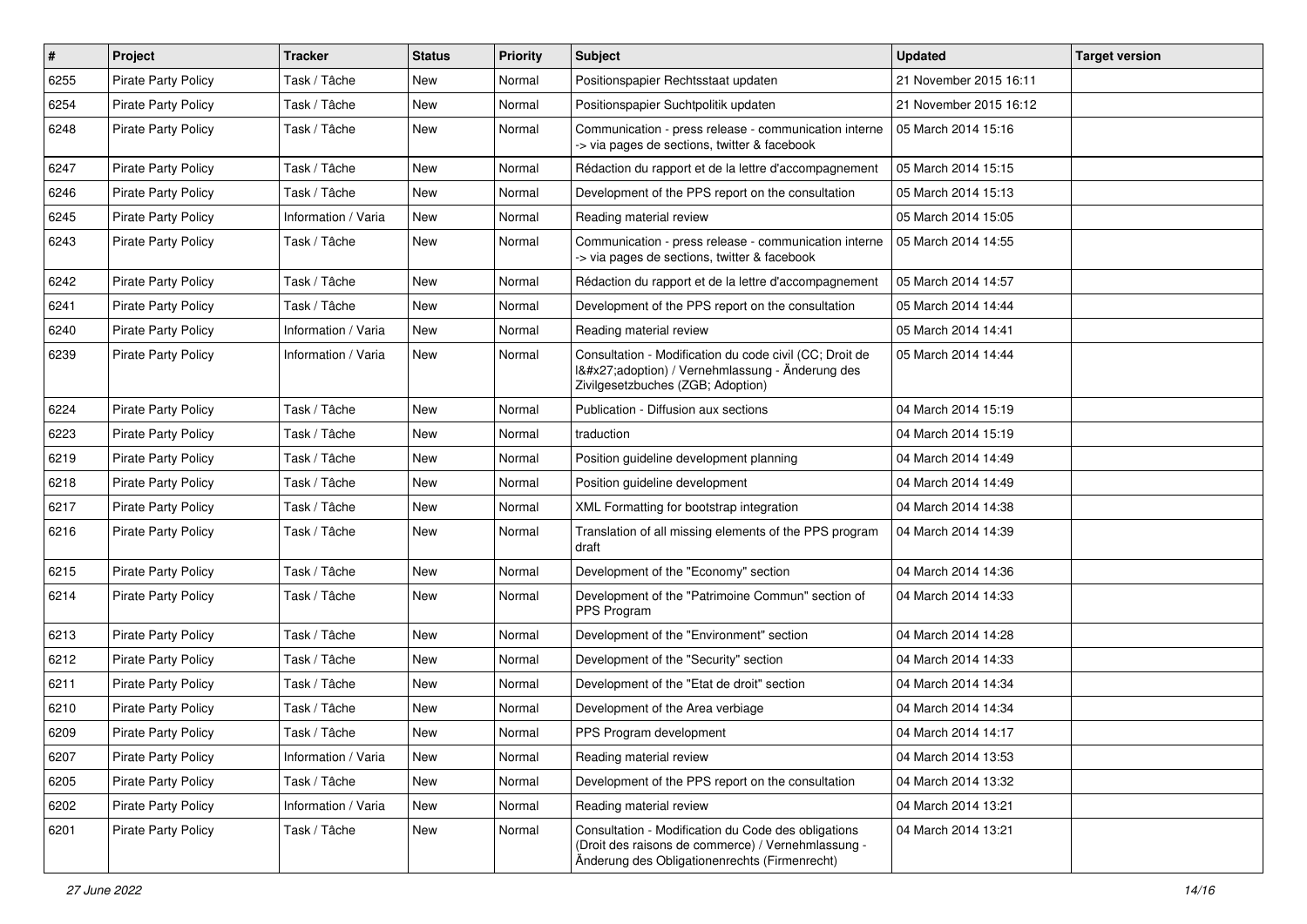| # | Project | Tracker | Status | Priority | Subject | Updated | Target version |
|---|---|---|---|---|---|---|---|
| 6255 | Pirate Party Policy | Task / Tâche | New | Normal | Positionspapier Rechtsstaat updaten | 21 November 2015 16:11 | |
| 6254 | Pirate Party Policy | Task / Tâche | New | Normal | Positionspapier Suchtpolitik updaten | 21 November 2015 16:12 | |
| 6248 | Pirate Party Policy | Task / Tâche | New | Normal | Communication - press release - communication interne -> via pages de sections, twitter & facebook | 05 March 2014 15:16 | |
| 6247 | Pirate Party Policy | Task / Tâche | New | Normal | Rédaction du rapport et de la lettre d'accompagnement | 05 March 2014 15:15 | |
| 6246 | Pirate Party Policy | Task / Tâche | New | Normal | Development of the PPS report on the consultation | 05 March 2014 15:13 | |
| 6245 | Pirate Party Policy | Information / Varia | New | Normal | Reading material review | 05 March 2014 15:05 | |
| 6243 | Pirate Party Policy | Task / Tâche | New | Normal | Communication - press release - communication interne -> via pages de sections, twitter & facebook | 05 March 2014 14:55 | |
| 6242 | Pirate Party Policy | Task / Tâche | New | Normal | Rédaction du rapport et de la lettre d'accompagnement | 05 March 2014 14:57 | |
| 6241 | Pirate Party Policy | Task / Tâche | New | Normal | Development of the PPS report on the consultation | 05 March 2014 14:44 | |
| 6240 | Pirate Party Policy | Information / Varia | New | Normal | Reading material review | 05 March 2014 14:41 | |
| 6239 | Pirate Party Policy | Information / Varia | New | Normal | Consultation - Modification du code civil (CC; Droit de l&#x27;adoption) / Vernehmlassung - Änderung des Zivilgesetzbuches (ZGB; Adoption) | 05 March 2014 14:44 | |
| 6224 | Pirate Party Policy | Task / Tâche | New | Normal | Publication - Diffusion aux sections | 04 March 2014 15:19 | |
| 6223 | Pirate Party Policy | Task / Tâche | New | Normal | traduction | 04 March 2014 15:19 | |
| 6219 | Pirate Party Policy | Task / Tâche | New | Normal | Position guideline development planning | 04 March 2014 14:49 | |
| 6218 | Pirate Party Policy | Task / Tâche | New | Normal | Position guideline development | 04 March 2014 14:49 | |
| 6217 | Pirate Party Policy | Task / Tâche | New | Normal | XML Formatting for bootstrap integration | 04 March 2014 14:38 | |
| 6216 | Pirate Party Policy | Task / Tâche | New | Normal | Translation of all missing elements of the PPS program draft | 04 March 2014 14:39 | |
| 6215 | Pirate Party Policy | Task / Tâche | New | Normal | Development of the "Economy" section | 04 March 2014 14:36 | |
| 6214 | Pirate Party Policy | Task / Tâche | New | Normal | Development of the "Patrimoine Commun" section of PPS Program | 04 March 2014 14:33 | |
| 6213 | Pirate Party Policy | Task / Tâche | New | Normal | Development of the "Environment" section | 04 March 2014 14:28 | |
| 6212 | Pirate Party Policy | Task / Tâche | New | Normal | Development of the "Security" section | 04 March 2014 14:33 | |
| 6211 | Pirate Party Policy | Task / Tâche | New | Normal | Development of the "Etat de droit" section | 04 March 2014 14:34 | |
| 6210 | Pirate Party Policy | Task / Tâche | New | Normal | Development of the Area verbiage | 04 March 2014 14:34 | |
| 6209 | Pirate Party Policy | Task / Tâche | New | Normal | PPS Program development | 04 March 2014 14:17 | |
| 6207 | Pirate Party Policy | Information / Varia | New | Normal | Reading material review | 04 March 2014 13:53 | |
| 6205 | Pirate Party Policy | Task / Tâche | New | Normal | Development of the PPS report on the consultation | 04 March 2014 13:32 | |
| 6202 | Pirate Party Policy | Information / Varia | New | Normal | Reading material review | 04 March 2014 13:21 | |
| 6201 | Pirate Party Policy | Task / Tâche | New | Normal | Consultation - Modification du Code des obligations (Droit des raisons de commerce) / Vernehmlassung - Änderung des Obligationenrechts (Firmenrecht) | 04 March 2014 13:21 | |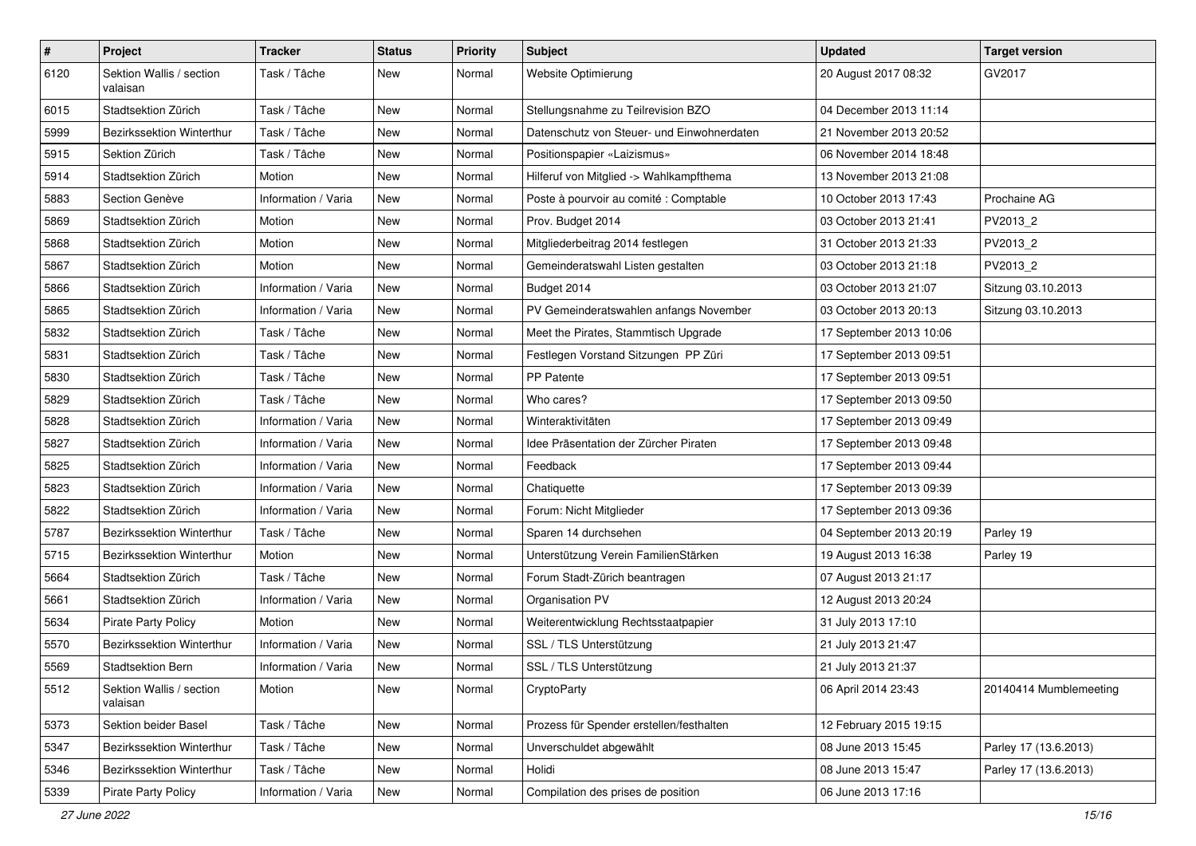| # | Project | Tracker | Status | Priority | Subject | Updated | Target version |
|---|---|---|---|---|---|---|---|
| 6120 | Sektion Wallis / section valaisan | Task / Tâche | New | Normal | Website Optimierung | 20 August 2017 08:32 | GV2017 |
| 6015 | Stadtsektion Zürich | Task / Tâche | New | Normal | Stellungsnahme zu Teilrevision BZO | 04 December 2013 11:14 | |
| 5999 | Bezirkssektion Winterthur | Task / Tâche | New | Normal | Datenschutz von Steuer- und Einwohnerdaten | 21 November 2013 20:52 | |
| 5915 | Sektion Zürich | Task / Tâche | New | Normal | Positionspapier «Laizismus» | 06 November 2014 18:48 | |
| 5914 | Stadtsektion Zürich | Motion | New | Normal | Hilferuf von Mitglied -> Wahlkampfthema | 13 November 2013 21:08 | |
| 5883 | Section Genève | Information / Varia | New | Normal | Poste à pourvoir au comité : Comptable | 10 October 2013 17:43 | Prochaine AG |
| 5869 | Stadtsektion Zürich | Motion | New | Normal | Prov. Budget 2014 | 03 October 2013 21:41 | PV2013_2 |
| 5868 | Stadtsektion Zürich | Motion | New | Normal | Mitgliederbeitrag 2014 festlegen | 31 October 2013 21:33 | PV2013_2 |
| 5867 | Stadtsektion Zürich | Motion | New | Normal | Gemeinderatswahl Listen gestalten | 03 October 2013 21:18 | PV2013_2 |
| 5866 | Stadtsektion Zürich | Information / Varia | New | Normal | Budget 2014 | 03 October 2013 21:07 | Sitzung 03.10.2013 |
| 5865 | Stadtsektion Zürich | Information / Varia | New | Normal | PV Gemeinderatswahlen anfangs November | 03 October 2013 20:13 | Sitzung 03.10.2013 |
| 5832 | Stadtsektion Zürich | Task / Tâche | New | Normal | Meet the Pirates, Stammtisch Upgrade | 17 September 2013 10:06 | |
| 5831 | Stadtsektion Zürich | Task / Tâche | New | Normal | Festlegen Vorstand Sitzungen PP Züri | 17 September 2013 09:51 | |
| 5830 | Stadtsektion Zürich | Task / Tâche | New | Normal | PP Patente | 17 September 2013 09:51 | |
| 5829 | Stadtsektion Zürich | Task / Tâche | New | Normal | Who cares? | 17 September 2013 09:50 | |
| 5828 | Stadtsektion Zürich | Information / Varia | New | Normal | Winteraktivitäten | 17 September 2013 09:49 | |
| 5827 | Stadtsektion Zürich | Information / Varia | New | Normal | Idee Präsentation der Zürcher Piraten | 17 September 2013 09:48 | |
| 5825 | Stadtsektion Zürich | Information / Varia | New | Normal | Feedback | 17 September 2013 09:44 | |
| 5823 | Stadtsektion Zürich | Information / Varia | New | Normal | Chatiquette | 17 September 2013 09:39 | |
| 5822 | Stadtsektion Zürich | Information / Varia | New | Normal | Forum: Nicht Mitglieder | 17 September 2013 09:36 | |
| 5787 | Bezirkssektion Winterthur | Task / Tâche | New | Normal | Sparen 14 durchsehen | 04 September 2013 20:19 | Parley 19 |
| 5715 | Bezirkssektion Winterthur | Motion | New | Normal | Unterstützung Verein FamilienStärken | 19 August 2013 16:38 | Parley 19 |
| 5664 | Stadtsektion Zürich | Task / Tâche | New | Normal | Forum Stadt-Zürich beantragen | 07 August 2013 21:17 | |
| 5661 | Stadtsektion Zürich | Information / Varia | New | Normal | Organisation PV | 12 August 2013 20:24 | |
| 5634 | Pirate Party Policy | Motion | New | Normal | Weiterentwicklung Rechtsstaatpapier | 31 July 2013 17:10 | |
| 5570 | Bezirkssektion Winterthur | Information / Varia | New | Normal | SSL / TLS Unterstützung | 21 July 2013 21:47 | |
| 5569 | Stadtsektion Bern | Information / Varia | New | Normal | SSL / TLS Unterstützung | 21 July 2013 21:37 | |
| 5512 | Sektion Wallis / section valaisan | Motion | New | Normal | CryptoParty | 06 April 2014 23:43 | 20140414 Mumblemeeting |
| 5373 | Sektion beider Basel | Task / Tâche | New | Normal | Prozess für Spender erstellen/festhalten | 12 February 2015 19:15 | |
| 5347 | Bezirkssektion Winterthur | Task / Tâche | New | Normal | Unverschuldet abgewählt | 08 June 2013 15:45 | Parley 17 (13.6.2013) |
| 5346 | Bezirkssektion Winterthur | Task / Tâche | New | Normal | Holidi | 08 June 2013 15:47 | Parley 17 (13.6.2013) |
| 5339 | Pirate Party Policy | Information / Varia | New | Normal | Compilation des prises de position | 06 June 2013 17:16 | |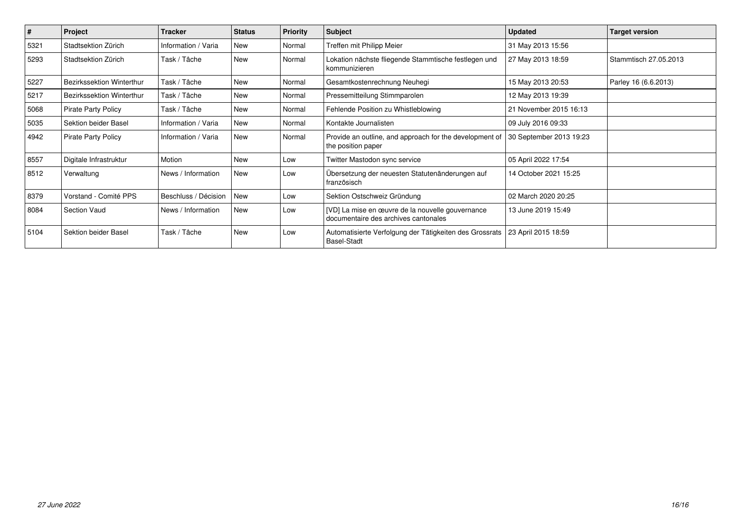| # | Project | Tracker | Status | Priority | Subject | Updated | Target version |
|---|---|---|---|---|---|---|---|
| 5321 | Stadtsektion Zürich | Information / Varia | New | Normal | Treffen mit Philipp Meier | 31 May 2013 15:56 | |
| 5293 | Stadtsektion Zürich | Task / Tâche | New | Normal | Lokation nächste fliegende Stammtische festlegen und kommunizieren | 27 May 2013 18:59 | Stammtisch 27.05.2013 |
| 5227 | Bezirkssektion Winterthur | Task / Tâche | New | Normal | Gesamtkostenrechnung Neuhegi | 15 May 2013 20:53 | Parley 16 (6.6.2013) |
| 5217 | Bezirkssektion Winterthur | Task / Tâche | New | Normal | Pressemitteilung Stimmparolen | 12 May 2013 19:39 | |
| 5068 | Pirate Party Policy | Task / Tâche | New | Normal | Fehlende Position zu Whistleblowing | 21 November 2015 16:13 | |
| 5035 | Sektion beider Basel | Information / Varia | New | Normal | Kontakte Journalisten | 09 July 2016 09:33 | |
| 4942 | Pirate Party Policy | Information / Varia | New | Normal | Provide an outline, and approach for the development of the position paper | 30 September 2013 19:23 | |
| 8557 | Digitale Infrastruktur | Motion | New | Low | Twitter Mastodon sync service | 05 April 2022 17:54 | |
| 8512 | Verwaltung | News / Information | New | Low | Übersetzung der neuesten Statutenänderungen auf französisch | 14 October 2021 15:25 | |
| 8379 | Vorstand - Comité PPS | Beschluss / Décision | New | Low | Sektion Ostschweiz Gründung | 02 March 2020 20:25 | |
| 8084 | Section Vaud | News / Information | New | Low | [VD] La mise en œuvre de la nouvelle gouvernance documentaire des archives cantonales | 13 June 2019 15:49 | |
| 5104 | Sektion beider Basel | Task / Tâche | New | Low | Automatisierte Verfolgung der Tätigkeiten des Grossrats Basel-Stadt | 23 April 2015 18:59 | |

*27 June 2022*